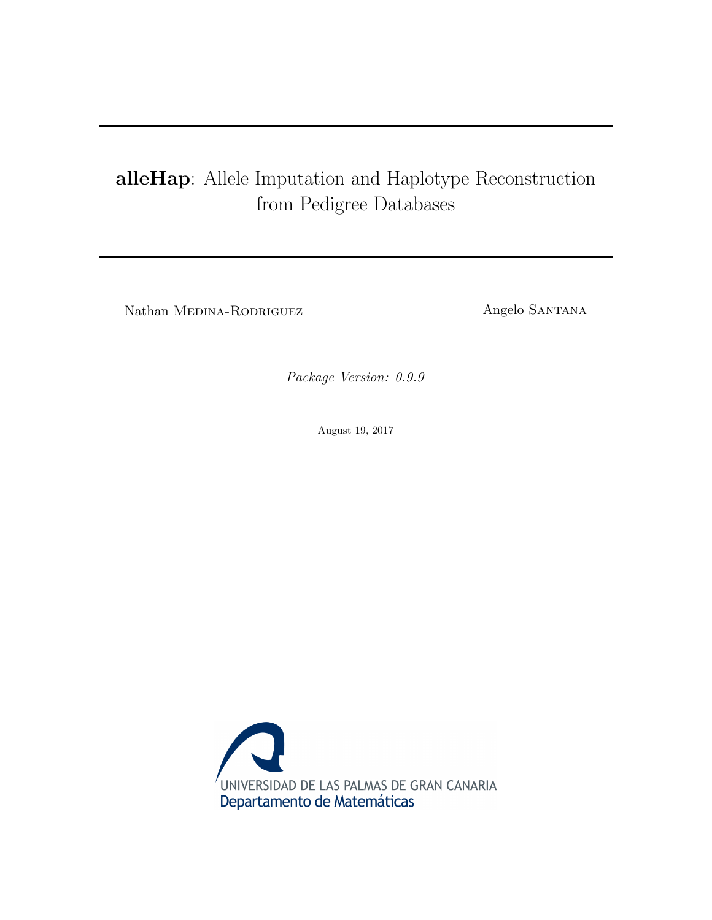# **alleHap**: Allele Imputation and Haplotype Reconstruction from Pedigree Databases

Nathan Medina-Rodriguez

Angelo Santana

*Package Version: 0.9.9*

August 19, 2017

UNIVERSIDAD DE LAS PALMAS DE GRAN CANARIA

Departamento de Matemáticas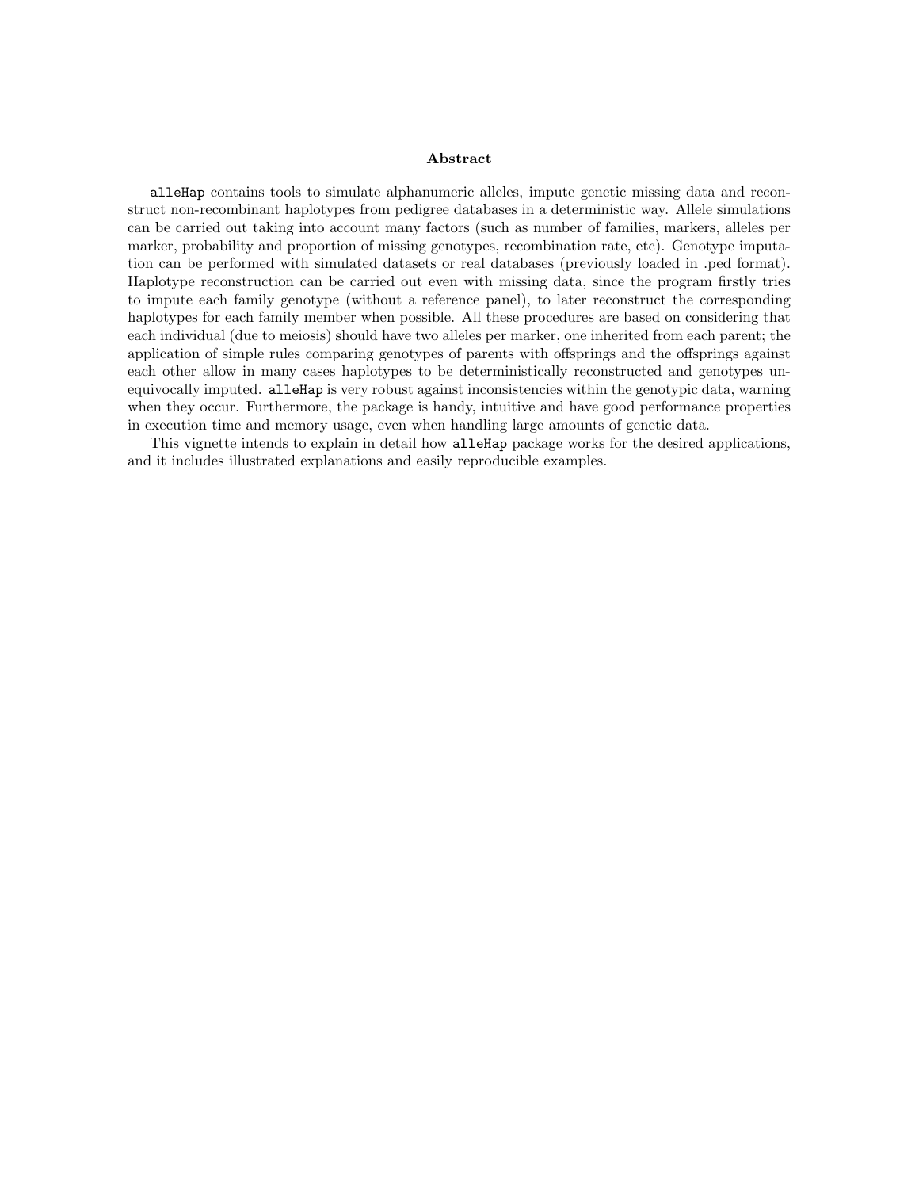**Abstract**

`alleHap` contains tools to simulate alphanumeric alleles, impute genetic missing data and reconstruct non-recombinant haplotypes from pedigree databases in a deterministic way. Allele simulations can be carried out taking into account many factors (such as number of families, markers, alleles per marker, probability and proportion of missing genotypes, recombination rate, etc). Genotype imputation can be performed with simulated datasets or real databases (previously loaded in .ped format). Haplotype reconstruction can be carried out even with missing data, since the program firstly tries to impute each family genotype (without a reference panel), to later reconstruct the corresponding haplotypes for each family member when possible. All these procedures are based on considering that each individual (due to meiosis) should have two alleles per marker, one inherited from each parent; the application of simple rules comparing genotypes of parents with offsprings and the offsprings against each other allow in many cases haplotypes to be deterministically reconstructed and genotypes unequivocally imputed. `alleHap` is very robust against inconsistencies within the genotypic data, warning when they occur. Furthermore, the package is handy, intuitive and have good performance properties in execution time and memory usage, even when handling large amounts of genetic data.

This vignette intends to explain in detail how `alleHap` package works for the desired applications, and it includes illustrated explanations and easily reproducible examples.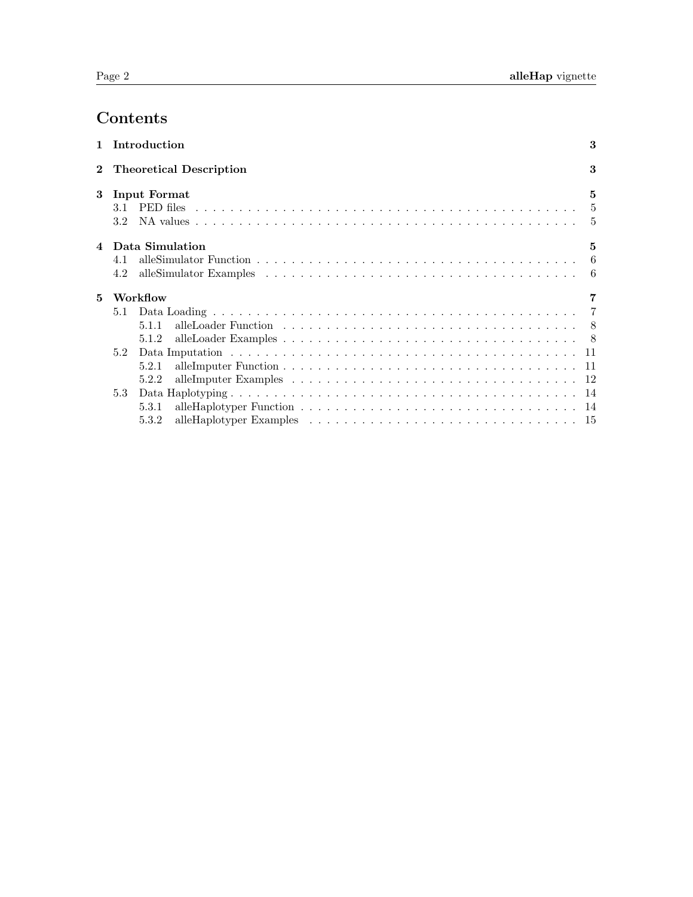# Contents

| | | |
|---|---|---|
| **1** | **Introduction** | **3** |
| **2** | **Theoretical Description** | **3** |
| **3** | **Input Format** | **5** |
| | 3.1 PED files | 5 |
| | 3.2 NA values | 5 |
| **4** | **Data Simulation** | **5** |
| | 4.1 alleSimulator Function | 6 |
| | 4.2 alleSimulator Examples | 6 |
| **5** | **Workflow** | **7** |
| | 5.1 Data Loading | 7 |
| | 5.1.1 alleLoader Function | 8 |
| | 5.1.2 alleLoader Examples | 8 |
| | 5.2 Data Imputation | 11 |
| | 5.2.1 alleImputer Function | 11 |
| | 5.2.2 alleImputer Examples | 12 |
| | 5.3 Data Haplotyping | 14 |
| | 5.3.1 alleHaplotyper Function | 14 |
| | 5.3.2 alleHaplotyper Examples | 15 |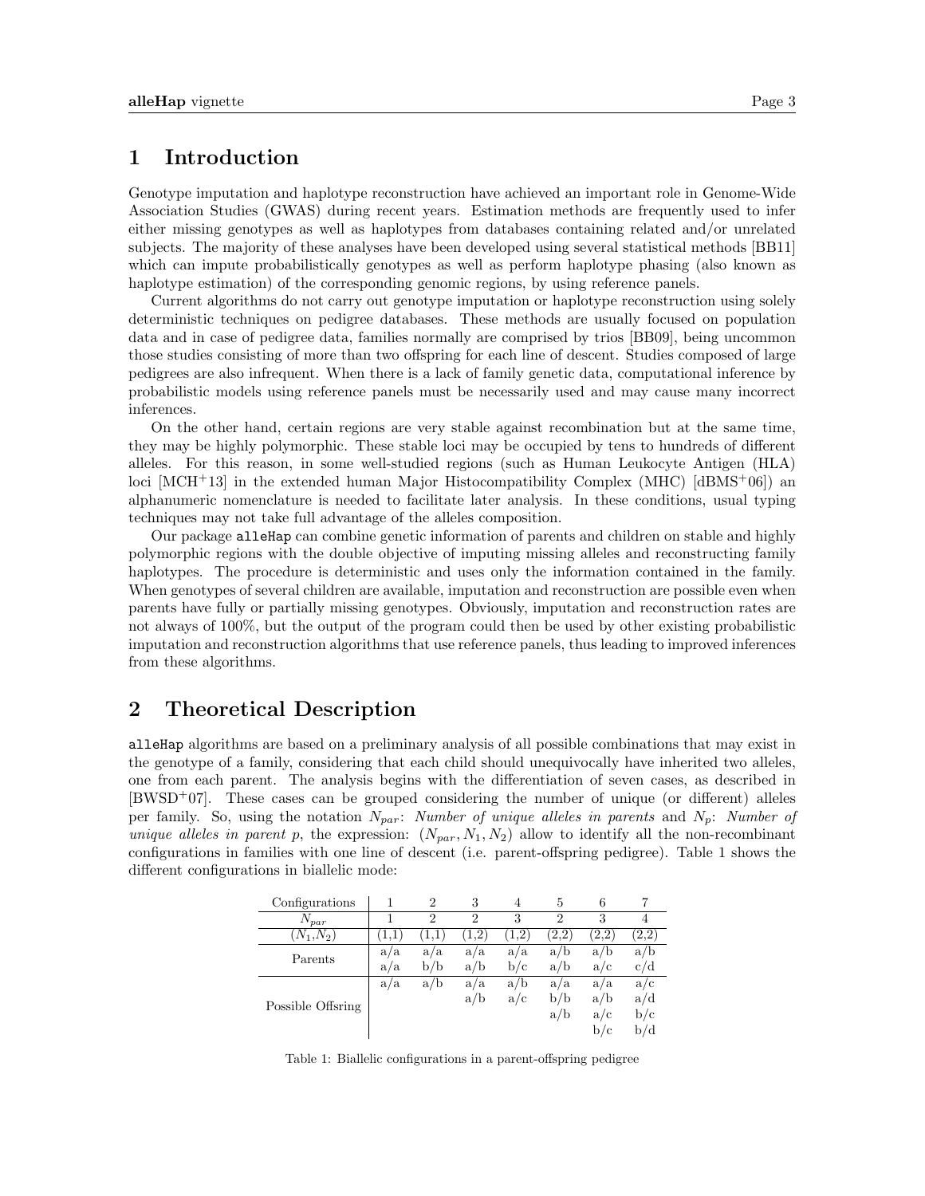# 1 Introduction

Genotype imputation and haplotype reconstruction have achieved an important role in Genome-Wide Association Studies (GWAS) during recent years. Estimation methods are frequently used to infer either missing genotypes as well as haplotypes from databases containing related and/or unrelated subjects. The majority of these analyses have been developed using several statistical methods [BB11] which can impute probabilistically genotypes as well as perform haplotype phasing (also known as haplotype estimation) of the corresponding genomic regions, by using reference panels.

Current algorithms do not carry out genotype imputation or haplotype reconstruction using solely deterministic techniques on pedigree databases. These methods are usually focused on population data and in case of pedigree data, families normally are comprised by trios [BB09], being uncommon those studies consisting of more than two offspring for each line of descent. Studies composed of large pedigrees are also infrequent. When there is a lack of family genetic data, computational inference by probabilistic models using reference panels must be necessarily used and may cause many incorrect inferences.

On the other hand, certain regions are very stable against recombination but at the same time, they may be highly polymorphic. These stable loci may be occupied by tens to hundreds of different alleles. For this reason, in some well-studied regions (such as Human Leukocyte Antigen (HLA) loci [MCH+13] in the extended human Major Histocompatibility Complex (MHC) [dBMS+06]) an alphanumeric nomenclature is needed to facilitate later analysis. In these conditions, usual typing techniques may not take full advantage of the alleles composition.

Our package `alleHap` can combine genetic information of parents and children on stable and highly polymorphic regions with the double objective of imputing missing alleles and reconstructing family haplotypes. The procedure is deterministic and uses only the information contained in the family. When genotypes of several children are available, imputation and reconstruction are possible even when parents have fully or partially missing genotypes. Obviously, imputation and reconstruction rates are not always of 100%, but the output of the program could then be used by other existing probabilistic imputation and reconstruction algorithms that use reference panels, thus leading to improved inferences from these algorithms.

# 2 Theoretical Description

`alleHap` algorithms are based on a preliminary analysis of all possible combinations that may exist in the genotype of a family, considering that each child should unequivocally have inherited two alleles, one from each parent. The analysis begins with the differentiation of seven cases, as described in [BWSD+07]. These cases can be grouped considering the number of unique (or different) alleles per family. So, using the notation $N_{par}$: *Number of unique alleles in parents* and $N_p$: *Number of unique alleles in parent p*, the expression: $(N_{par}, N_1, N_2)$ allow to identify all the non-recombinant configurations in families with one line of descent (i.e. parent-offspring pedigree). Table 1 shows the different configurations in biallelic mode:

| Configurations | 1 | 2 | 3 | 4 | 5 | 6 | 7 |
|---|---|---|---|---|---|---|---|
| $N_{par}$ | 1 | 2 | 2 | 3 | 2 | 3 | 4 |
| ($N_1$,$N_2$) | (1,1) | (1,1) | (1,2) | (1,2) | (2,2) | (2,2) | (2,2) |
| Parents | a/a | a/a | a/a | a/a | a/b | a/b | a/b |
| | a/a | b/b | a/b | b/c | a/b | a/c | c/d |
| Possible Offsring | a/a | a/b | a/a | a/b | a/a | a/a | a/c |
| | | | a/b | a/c | b/b | a/b | a/d |
| | | | | | a/b | a/c | b/c |
| | | | | | | b/c | b/d |

Table 1: Biallelic configurations in a parent-offspring pedigree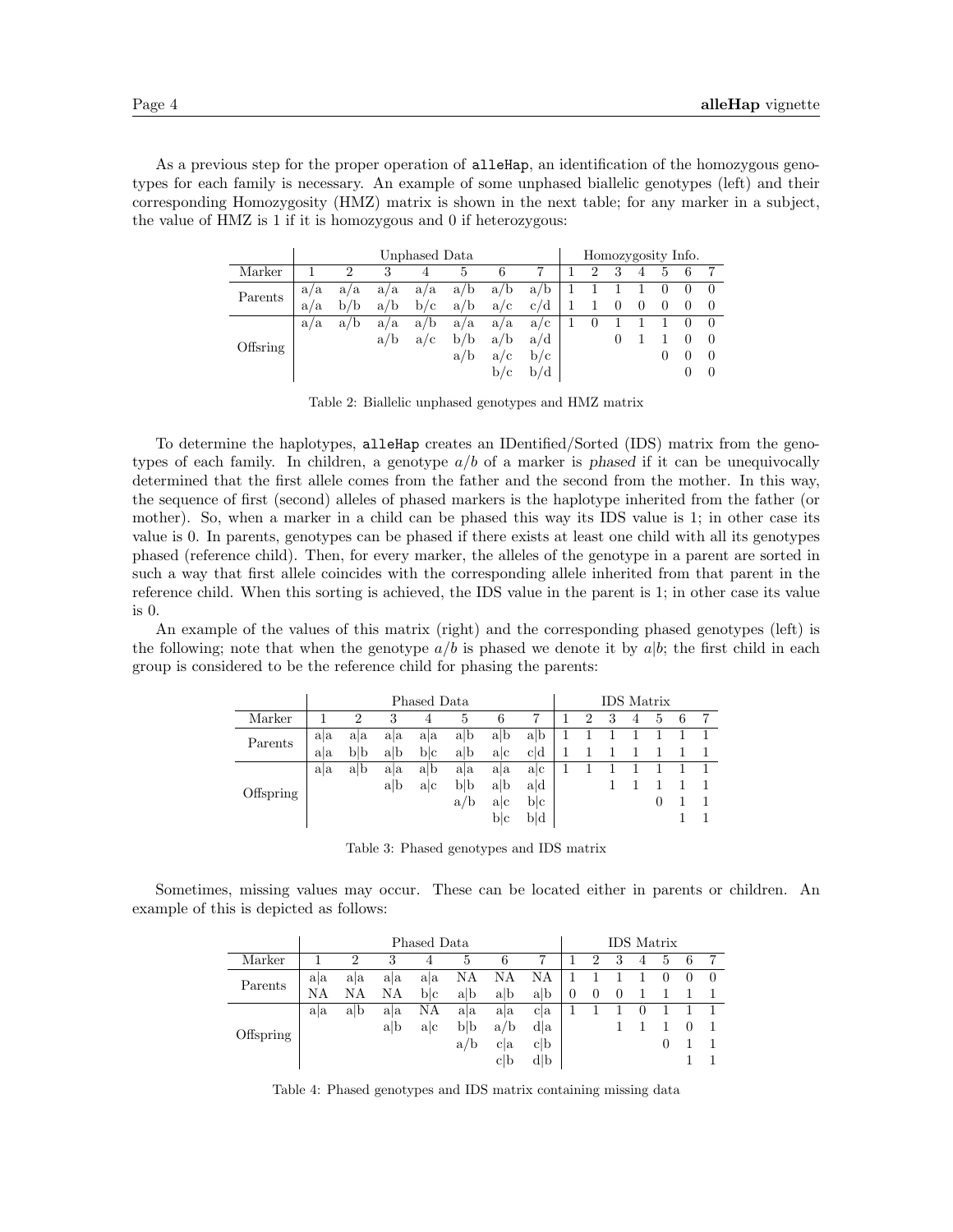As a previous step for the proper operation of `alleHap`, an identification of the homozygous genotypes for each family is necessary. An example of some unphased biallelic genotypes (left) and their corresponding Homozygosity (HMZ) matrix is shown in the next table; for any marker in a subject, the value of HMZ is 1 if it is homozygous and 0 if heterozygous:

| | Unphased Data | | | | | | | Homozygosity Info. | | | | | | |
|---|---|---|---|---|---|---|---|---|---|---|---|---|---|---|
| Marker | 1 | 2 | 3 | 4 | 5 | 6 | 7 | 1 | 2 | 3 | 4 | 5 | 6 | 7 |
| Parents | a/a | a/a | a/a | a/a | a/b | a/b | a/b | 1 | 1 | 1 | 1 | 0 | 0 | 0 |
| | a/a | b/b | a/b | b/c | a/b | a/c | c/d | 1 | 1 | 0 | 0 | 0 | 0 | 0 |
| Offsring | a/a | a/b | a/a | a/b | a/a | a/a | a/c | 1 | 0 | 1 | 1 | 1 | 0 | 0 |
| | | | a/b | a/c | b/b | a/b | a/d | | | 0 | 1 | 1 | 0 | 0 |
| | | | | | a/b | a/c | b/c | | | | | 0 | 0 | 0 |
| | | | | | | b/c | b/d | | | | | | 0 | 0 |

Table 2: Biallelic unphased genotypes and HMZ matrix

To determine the haplotypes, `alleHap` creates an IDentified/Sorted (IDS) matrix from the genotypes of each family. In children, a genotype $a/b$ of a marker is *phased* if it can be unequivocally determined that the first allele comes from the father and the second from the mother. In this way, the sequence of first (second) alleles of phased markers is the haplotype inherited from the father (or mother). So, when a marker in a child can be phased this way its IDS value is 1; in other case its value is 0. In parents, genotypes can be phased if there exists at least one child with all its genotypes phased (reference child). Then, for every marker, the alleles of the genotype in a parent are sorted in such a way that first allele coincides with the corresponding allele inherited from that parent in the reference child. When this sorting is achieved, the IDS value in the parent is 1; in other case its value is 0.

An example of the values of this matrix (right) and the corresponding phased genotypes (left) is the following; note that when the genotype $a/b$ is phased we denote it by $a|b$; the first child in each group is considered to be the reference child for phasing the parents:

| | Phased Data | | | | | | | IDS Matrix | | | | | | |
|---|---|---|---|---|---|---|---|---|---|---|---|---|---|---|
| Marker | 1 | 2 | 3 | 4 | 5 | 6 | 7 | 1 | 2 | 3 | 4 | 5 | 6 | 7 |
| Parents | a\|a | a\|a | a\|a | a\|a | a\|b | a\|b | a\|b | 1 | 1 | 1 | 1 | 1 | 1 | 1 |
| | a\|a | b\|b | a\|b | b\|c | a\|b | a\|c | c\|d | 1 | 1 | 1 | 1 | 1 | 1 | 1 |
| Offspring | a\|a | a\|b | a\|a | a\|b | a\|a | a\|a | a\|c | 1 | 1 | 1 | 1 | 1 | 1 | 1 |
| | | | a\|b | a\|c | b\|b | a\|b | a\|d | | | 1 | 1 | 1 | 1 | 1 |
| | | | | | a/b | a\|c | b\|c | | | | | 0 | 1 | 1 |
| | | | | | | b\|c | b\|d | | | | | | 1 | 1 |

Table 3: Phased genotypes and IDS matrix

Sometimes, missing values may occur. These can be located either in parents or children. An example of this is depicted as follows:

| | Phased Data | | | | | | | IDS Matrix | | | | | | |
|---|---|---|---|---|---|---|---|---|---|---|---|---|---|---|
| Marker | 1 | 2 | 3 | 4 | 5 | 6 | 7 | 1 | 2 | 3 | 4 | 5 | 6 | 7 |
| Parents | a\|a | a\|a | a\|a | a\|a | NA | NA | NA | 1 | 1 | 1 | 1 | 0 | 0 | 0 |
| | NA | NA | NA | b\|c | a\|b | a\|b | a\|b | 0 | 0 | 0 | 1 | 1 | 1 | 1 |
| Offspring | a\|a | a\|b | a\|a | NA | a\|a | a\|a | c\|a | 1 | 1 | 1 | 0 | 1 | 1 | 1 |
| | | | a\|b | a\|c | b\|b | a/b | d\|a | | | 1 | 1 | 1 | 0 | 1 |
| | | | | | a/b | c\|a | c\|b | | | | | 0 | 1 | 1 |
| | | | | | | c\|b | d\|b | | | | | | 1 | 1 |

Table 4: Phased genotypes and IDS matrix containing missing data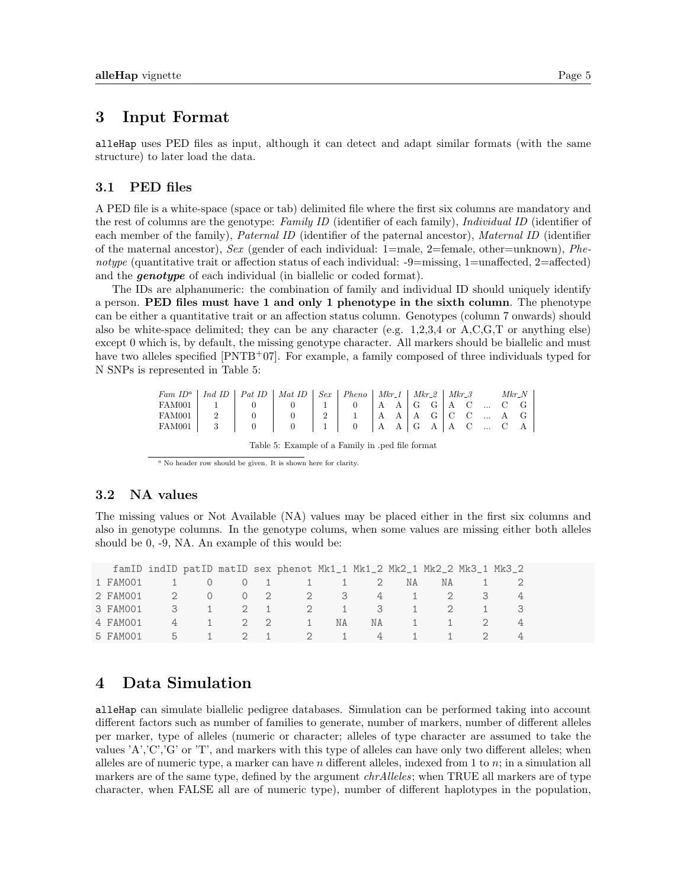## 3 Input Format

`alleHap` uses PED files as input, although it can detect and adapt similar formats (with the same structure) to later load the data.

### 3.1 PED files

A PED file is a white-space (space or tab) delimited file where the first six columns are mandatory and the rest of columns are the genotype: *Family ID* (identifier of each family), *Individual ID* (identifier of each member of the family), *Paternal ID* (identifier of the paternal ancestor), *Maternal ID* (identifier of the maternal ancestor), *Sex* (gender of each individual: 1=male, 2=female, other=unknown), *Phenotype* (quantitative trait or affection status of each individual: -9=missing, 1=unaffected, 2=affected) and the ***genotype*** of each individual (in biallelic or coded format).

The IDs are alphanumeric: the combination of family and individual ID should uniquely identify a person. **PED files must have 1 and only 1 phenotype in the sixth column**. The phenotype can be either a quantitative trait or an affection status column. Genotypes (column 7 onwards) should also be white-space delimited; they can be any character (e.g. 1,2,3,4 or A,C,G,T or anything else) except 0 which is, by default, the missing genotype character. All markers should be biallelic and must have two alleles specified [PNTB+07]. For example, a family composed of three individuals typed for N SNPs is represented in Table 5:

| *Fam ID*[a] | *Ind ID* | *Pat ID* | *Mat ID* | *Sex* | *Pheno* | *Mkr_1* | *Mkr_2* | *Mkr_3* | | *Mkr_N* |
|---|---|---|---|---|---|---|---|---|---|---|
| FAM001 | 1 | 0 | 0 | 1 | 0 | A A | G G | A C | ... | C G |
| FAM001 | 2 | 0 | 0 | 2 | 1 | A A | A G | C C | ... | A G |
| FAM001 | 3 | 0 | 0 | 1 | 0 | A A | G A | A C | ... | C A |

Table 5: Example of a Family in .ped file format

[a] No header row should be given. It is shown here for clarity.

### 3.2 NA values

The missing values or Not Available (NA) values may be placed either in the first six columns and also in genotype columns. In the genotype colums, when some values are missing either both alleles should be 0, -9, NA. An example of this would be:

```
   famID indID patID matID sex phenot Mk1_1 Mk1_2 Mk2_1 Mk2_2 Mk3_1 Mk3_2
1 FAM001     1     0     0   1      1     1     2    NA    NA     1     2
2 FAM001     2     0     0   2      2     3     4     1     2     3     4
3 FAM001     3     1     2   1      2     1     3     1     2     1     3
4 FAM001     4     1     2   2      1    NA    NA     1     1     2     4
5 FAM001     5     1     2   1      2     1     4     1     1     2     4
```

## 4 Data Simulation

`alleHap` can simulate biallelic pedigree databases. Simulation can be performed taking into account different factors such as number of families to generate, number of markers, number of different alleles per marker, type of alleles (numeric or character; alleles of type character are assumed to take the values 'A','C','G' or 'T', and markers with this type of alleles can have only two different alleles; when alleles are of numeric type, a marker can have $n$ different alleles, indexed from 1 to $n$; in a simulation all markers are of the same type, defined by the argument *chrAlleles*; when TRUE all markers are of type character, when FALSE all are of numeric type), number of different haplotypes in the population,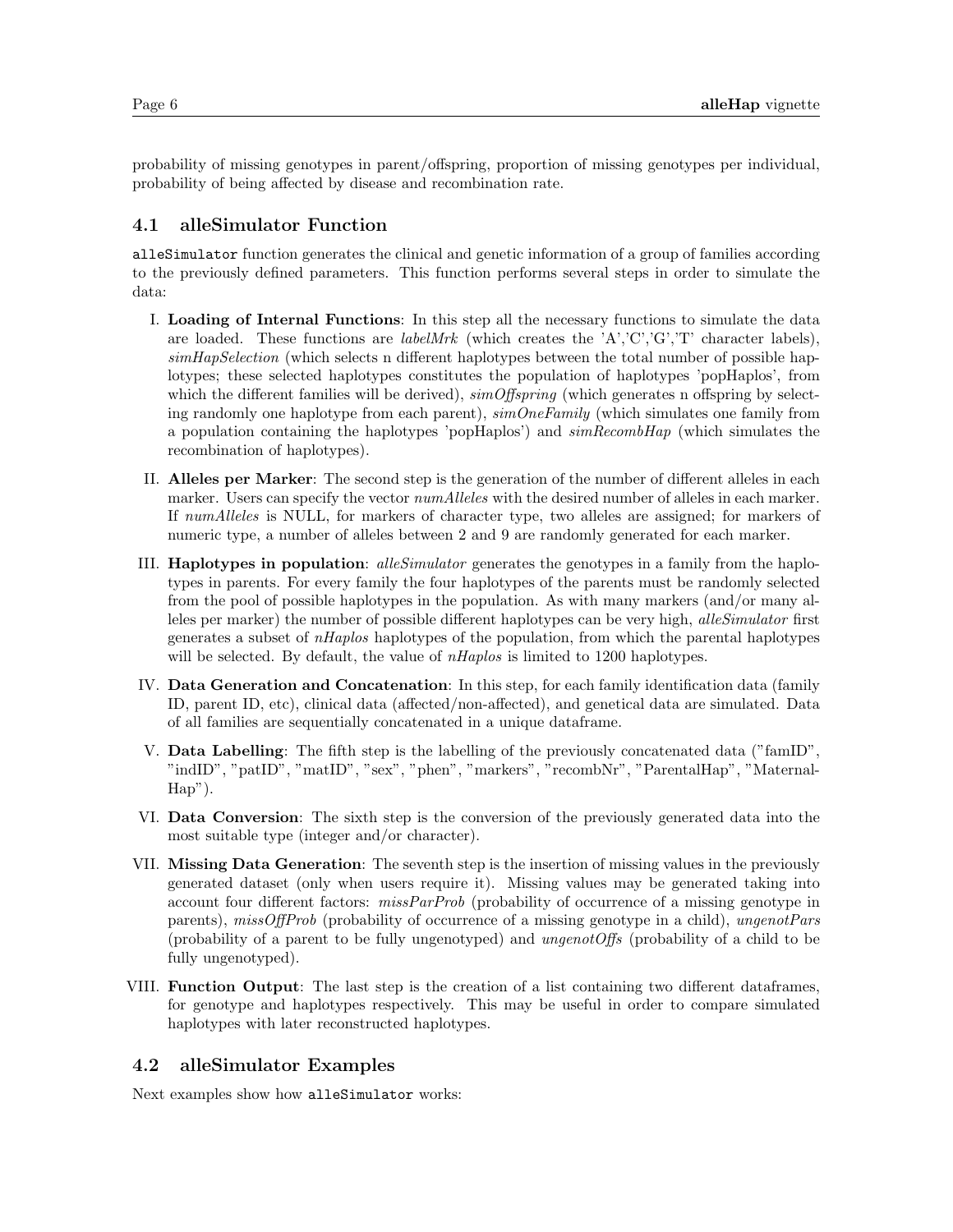probability of missing genotypes in parent/offspring, proportion of missing genotypes per individual, probability of being affected by disease and recombination rate.

### 4.1 alleSimulator Function

`alleSimulator` function generates the clinical and genetic information of a group of families according to the previously defined parameters. This function performs several steps in order to simulate the data:

I. **Loading of Internal Functions**: In this step all the necessary functions to simulate the data are loaded. These functions are *labelMrk* (which creates the 'A','C','G','T' character labels), *simHapSelection* (which selects n different haplotypes between the total number of possible haplotypes; these selected haplotypes constitutes the population of haplotypes 'popHaplos', from which the different families will be derived), *simOffspring* (which generates n offspring by selecting randomly one haplotype from each parent), *simOneFamily* (which simulates one family from a population containing the haplotypes 'popHaplos') and *simRecombHap* (which simulates the recombination of haplotypes).

II. **Alleles per Marker**: The second step is the generation of the number of different alleles in each marker. Users can specify the vector *numAlleles* with the desired number of alleles in each marker. If *numAlleles* is NULL, for markers of character type, two alleles are assigned; for markers of numeric type, a number of alleles between 2 and 9 are randomly generated for each marker.

III. **Haplotypes in population**: *alleSimulator* generates the genotypes in a family from the haplotypes in parents. For every family the four haplotypes of the parents must be randomly selected from the pool of possible haplotypes in the population. As with many markers (and/or many alleles per marker) the number of possible different haplotypes can be very high, *alleSimulator* first generates a subset of *nHaplos* haplotypes of the population, from which the parental haplotypes will be selected. By default, the value of *nHaplos* is limited to 1200 haplotypes.

IV. **Data Generation and Concatenation**: In this step, for each family identification data (family ID, parent ID, etc), clinical data (affected/non-affected), and genetical data are simulated. Data of all families are sequentially concatenated in a unique dataframe.

V. **Data Labelling**: The fifth step is the labelling of the previously concatenated data ("famID", "indID", "patID", "matID", "sex", "phen", "markers", "recombNr", "ParentalHap", "MaternalHap").

VI. **Data Conversion**: The sixth step is the conversion of the previously generated data into the most suitable type (integer and/or character).

VII. **Missing Data Generation**: The seventh step is the insertion of missing values in the previously generated dataset (only when users require it). Missing values may be generated taking into account four different factors: *missParProb* (probability of occurrence of a missing genotype in parents), *missOffProb* (probability of occurrence of a missing genotype in a child), *ungenotPars* (probability of a parent to be fully ungenotyped) and *ungenotOffs* (probability of a child to be fully ungenotyped).

VIII. **Function Output**: The last step is the creation of a list containing two different dataframes, for genotype and haplotypes respectively. This may be useful in order to compare simulated haplotypes with later reconstructed haplotypes.

### 4.2 alleSimulator Examples

Next examples show how `alleSimulator` works: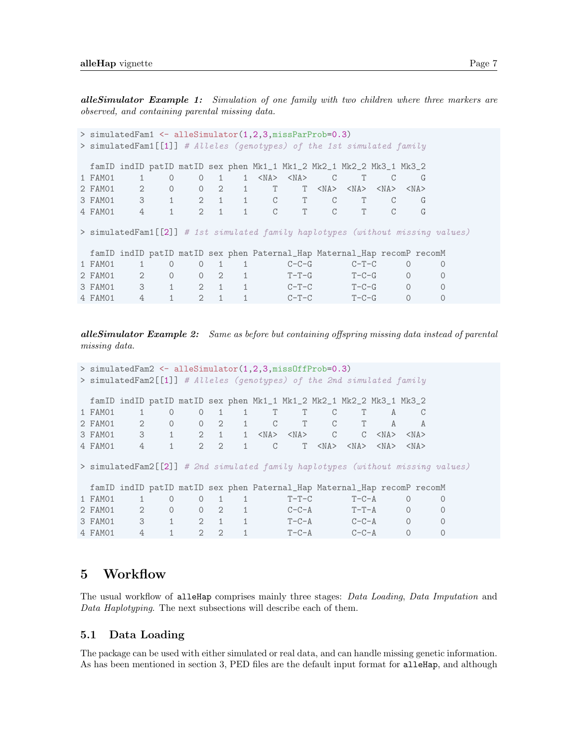***alleSimulator Example 1:*** *Simulation of one family with two children where three markers are observed, and containing parental missing data.*

```
> simulatedFam1 <- alleSimulator(1,2,3,missParProb=0.3)
> simulatedFam1[[1]] # Alleles (genotypes) of the 1st simulated family

  famID indID patID matID sex phen Mk1_1 Mk1_2 Mk2_1 Mk2_2 Mk3_1 Mk3_2
1 FAM01     1     0     0   1    1  <NA>  <NA>     C     T     C     G
2 FAM01     2     0     0   2    1     T     T  <NA>  <NA>  <NA>  <NA>
3 FAM01     3     1     2   1    1     C     T     C     T     C     G
4 FAM01     4     1     2   1    1     C     T     C     T     C     G

> simulatedFam1[[2]] # 1st simulated family haplotypes (without missing values)

  famID indID patID matID sex phen Paternal_Hap Maternal_Hap recomP recomM
1 FAM01     1     0     0   1    1        C-C-G        C-T-C      0      0
2 FAM01     2     0     0   2    1        T-T-G        T-C-G      0      0
3 FAM01     3     1     2   1    1        C-T-C        T-C-G      0      0
4 FAM01     4     1     2   1    1        C-T-C        T-C-G      0      0
```

***alleSimulator Example 2:*** *Same as before but containing offspring missing data instead of parental missing data.*

```
> simulatedFam2 <- alleSimulator(1,2,3,missOffProb=0.3)
> simulatedFam2[[1]] # Alleles (genotypes) of the 2nd simulated family

  famID indID patID matID sex phen Mk1_1 Mk1_2 Mk2_1 Mk2_2 Mk3_1 Mk3_2
1 FAM01     1     0     0   1    1     T     T     C     T     A     C
2 FAM01     2     0     0   2    1     C     T     C     T     A     A
3 FAM01     3     1     2   1    1  <NA>  <NA>     C     C  <NA>  <NA>
4 FAM01     4     1     2   2    1     C     T  <NA>  <NA>  <NA>  <NA>

> simulatedFam2[[2]] # 2nd simulated family haplotypes (without missing values)

  famID indID patID matID sex phen Paternal_Hap Maternal_Hap recomP recomM
1 FAM01     1     0     0   1    1        T-T-C        T-C-A      0      0
2 FAM01     2     0     0   2    1        C-C-A        T-T-A      0      0
3 FAM01     3     1     2   1    1        T-C-A        C-C-A      0      0
4 FAM01     4     1     2   2    1        T-C-A        C-C-A      0      0
```

# 5 Workflow

The usual workflow of alleHap comprises mainly three stages: *Data Loading*, *Data Imputation* and *Data Haplotyping*. The next subsections will describe each of them.

## 5.1 Data Loading

The package can be used with either simulated or real data, and can handle missing genetic information. As has been mentioned in section 3, PED files are the default input format for alleHap, and although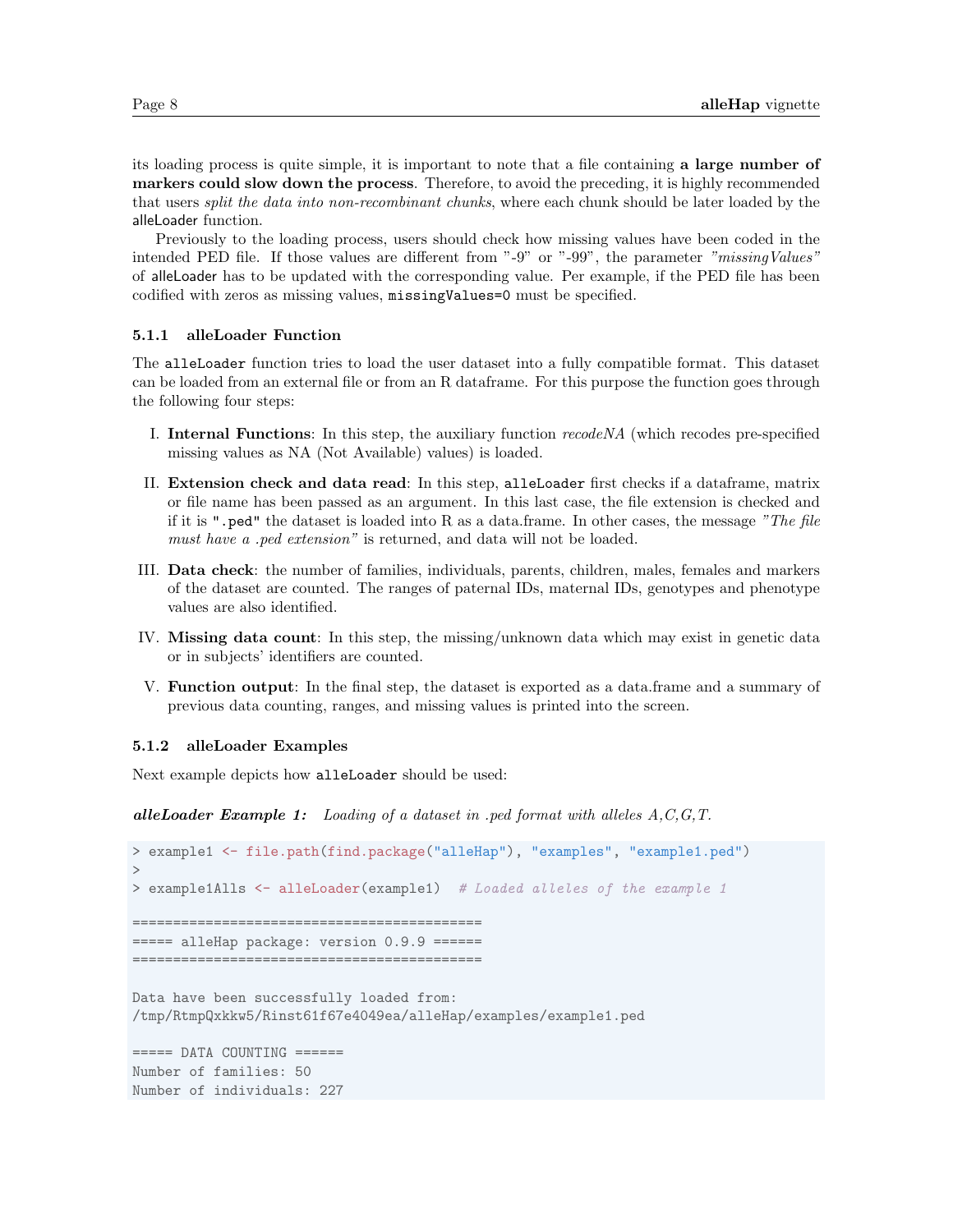its loading process is quite simple, it is important to note that a file containing **a large number of markers could slow down the process**. Therefore, to avoid the preceding, it is highly recommended that users *split the data into non-recombinant chunks*, where each chunk should be later loaded by the alleLoader function.

Previously to the loading process, users should check how missing values have been coded in the intended PED file. If those values are different from "-9" or "-99", the parameter *"missingValues"* of alleLoader has to be updated with the corresponding value. Per example, if the PED file has been codified with zeros as missing values, `missingValues=0` must be specified.

### 5.1.1 alleLoader Function

The `alleLoader` function tries to load the user dataset into a fully compatible format. This dataset can be loaded from an external file or from an R dataframe. For this purpose the function goes through the following four steps:

I. **Internal Functions**: In this step, the auxiliary function *recodeNA* (which recodes pre-specified missing values as NA (Not Available) values) is loaded.

II. **Extension check and data read**: In this step, `alleLoader` first checks if a dataframe, matrix or file name has been passed as an argument. In this last case, the file extension is checked and if it is `".ped"` the dataset is loaded into R as a data.frame. In other cases, the message *"The file must have a .ped extension"* is returned, and data will not be loaded.

III. **Data check**: the number of families, individuals, parents, children, males, females and markers of the dataset are counted. The ranges of paternal IDs, maternal IDs, genotypes and phenotype values are also identified.

IV. **Missing data count**: In this step, the missing/unknown data which may exist in genetic data or in subjects' identifiers are counted.

V. **Function output**: In the final step, the dataset is exported as a data.frame and a summary of previous data counting, ranges, and missing values is printed into the screen.

### 5.1.2 alleLoader Examples

Next example depicts how `alleLoader` should be used:

***alleLoader Example 1:*** *Loading of a dataset in .ped format with alleles A,C,G,T.*

```
> example1 <- file.path(find.package("alleHap"), "examples", "example1.ped")
>
> example1Alls <- alleLoader(example1)  # Loaded alleles of the example 1

==========================================
===== alleHap package: version 0.9.9 ======
==========================================

Data have been successfully loaded from:
/tmp/RtmpQxkkw5/Rinst61f67e4049ea/alleHap/examples/example1.ped

===== DATA COUNTING ======
Number of families: 50
Number of individuals: 227
```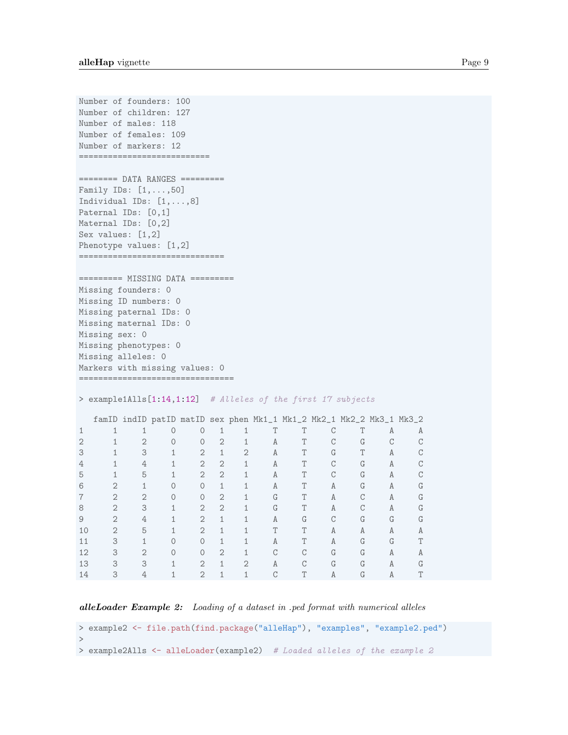```
Number of founders: 100
Number of children: 127
Number of males: 118
Number of females: 109
Number of markers: 12
===========================

======== DATA RANGES =========
Family IDs: [1,...,50]
Individual IDs: [1,...,8]
Paternal IDs: [0,1]
Maternal IDs: [0,2]
Sex values: [1,2]
Phenotype values: [1,2]
==============================

========= MISSING DATA =========
Missing founders: 0
Missing ID numbers: 0
Missing paternal IDs: 0
Missing maternal IDs: 0
Missing sex: 0
Missing phenotypes: 0
Missing alleles: 0
Markers with missing values: 0
================================

> example1Alls[1:14,1:12]  # Alleles of the first 17 subjects

   famID indID patID matID sex phen Mk1_1 Mk1_2 Mk2_1 Mk2_2 Mk3_1 Mk3_2
1      1     1     0     0   1    1     T     T     C     T     A     A
2      1     2     0     0   2    1     A     T     C     G     C     C
3      1     3     1     2   1    2     A     T     G     T     A     C
4      1     4     1     2   2    1     A     T     C     G     A     C
5      1     5     1     2   2    1     A     T     C     G     A     C
6      2     1     0     0   1    1     A     T     A     G     A     G
7      2     2     0     0   2    1     G     T     A     C     A     G
8      2     3     1     2   2    1     G     T     A     C     A     G
9      2     4     1     2   1    1     A     G     C     G     G     G
10     2     5     1     2   1    1     T     T     A     A     A     A
11     3     1     0     0   1    1     A     T     A     G     G     T
12     3     2     0     0   2    1     C     C     G     G     A     A
13     3     3     1     2   1    2     A     C     G     G     A     G
14     3     4     1     2   1    1     C     T     A     G     A     T
```

***alleLoader Example 2:*** *Loading of a dataset in .ped format with numerical alleles*

```
> example2 <- file.path(find.package("alleHap"), "examples", "example2.ped")
>
> example2Alls <- alleLoader(example2)  # Loaded alleles of the example 2
```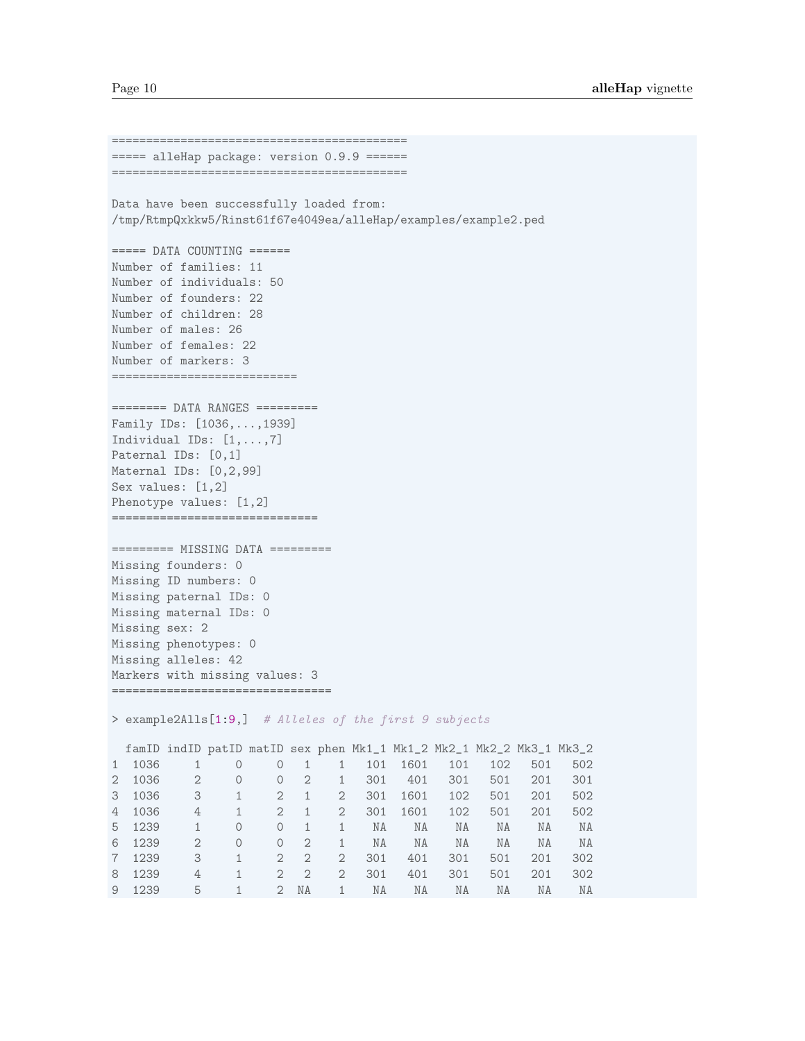```
==========================================
===== alleHap package: version 0.9.9 ======
==========================================

Data have been successfully loaded from:
/tmp/RtmpQxkkw5/Rinst61f67e4049ea/alleHap/examples/example2.ped

===== DATA COUNTING ======
Number of families: 11
Number of individuals: 50
Number of founders: 22
Number of children: 28
Number of males: 26
Number of females: 22
Number of markers: 3
==========================

======== DATA RANGES =========
Family IDs: [1036,...,1939]
Individual IDs: [1,...,7]
Paternal IDs: [0,1]
Maternal IDs: [0,2,99]
Sex values: [1,2]
Phenotype values: [1,2]
==============================

========= MISSING DATA =========
Missing founders: 0
Missing ID numbers: 0
Missing paternal IDs: 0
Missing maternal IDs: 0
Missing sex: 2
Missing phenotypes: 0
Missing alleles: 42
Markers with missing values: 3
================================

> example2Alls[1:9,]  # Alleles of the first 9 subjects

  famID indID patID matID sex phen Mk1_1 Mk1_2 Mk2_1 Mk2_2 Mk3_1 Mk3_2
1  1036     1     0     0   1    1   101  1601   101   102   501   502
2  1036     2     0     0   2    1   301   401   301   501   201   301
3  1036     3     1     2   1    2   301  1601   102   501   201   502
4  1036     4     1     2   1    2   301  1601   102   501   201   502
5  1239     1     0     0   1    1    NA    NA    NA    NA    NA    NA
6  1239     2     0     0   2    1    NA    NA    NA    NA    NA    NA
7  1239     3     1     2   2    2   301   401   301   501   201   302
8  1239     4     1     2   2    2   301   401   301   501   201   302
9  1239     5     1     2  NA    1    NA    NA    NA    NA    NA    NA
```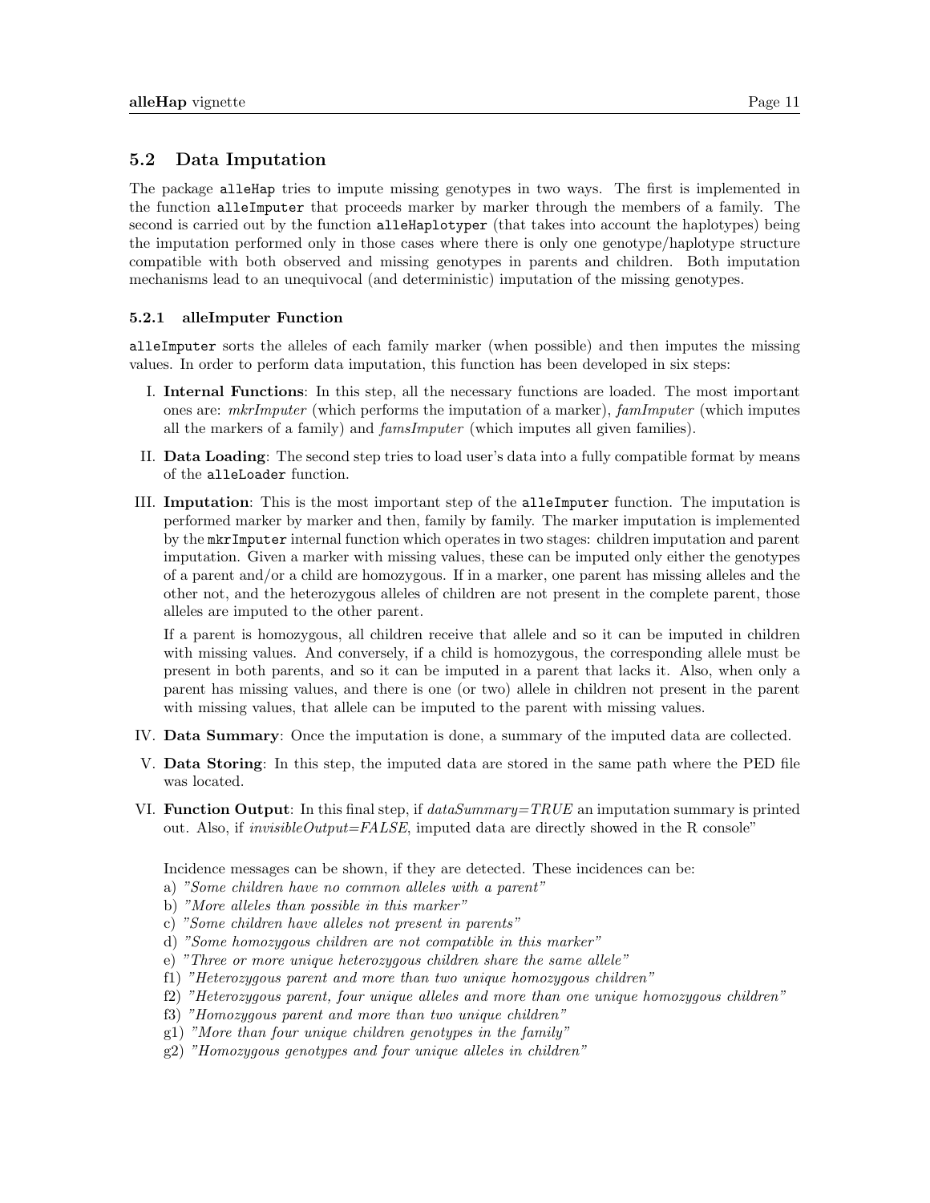### 5.2 Data Imputation

The package `alleHap` tries to impute missing genotypes in two ways. The first is implemented in the function `alleImputer` that proceeds marker by marker through the members of a family. The second is carried out by the function `alleHaplotyper` (that takes into account the haplotypes) being the imputation performed only in those cases where there is only one genotype/haplotype structure compatible with both observed and missing genotypes in parents and children. Both imputation mechanisms lead to an unequivocal (and deterministic) imputation of the missing genotypes.

#### 5.2.1 alleImputer Function

`alleImputer` sorts the alleles of each family marker (when possible) and then imputes the missing values. In order to perform data imputation, this function has been developed in six steps:

I. **Internal Functions**: In this step, all the necessary functions are loaded. The most important ones are: *mkrImputer* (which performs the imputation of a marker), *famImputer* (which imputes all the markers of a family) and *famsImputer* (which imputes all given families).

II. **Data Loading**: The second step tries to load user's data into a fully compatible format by means of the `alleLoader` function.

III. **Imputation**: This is the most important step of the `alleImputer` function. The imputation is performed marker by marker and then, family by family. The marker imputation is implemented by the `mkrImputer` internal function which operates in two stages: children imputation and parent imputation. Given a marker with missing values, these can be imputed only either the genotypes of a parent and/or a child are homozygous. If in a marker, one parent has missing alleles and the other not, and the heterozygous alleles of children are not present in the complete parent, those alleles are imputed to the other parent.

   If a parent is homozygous, all children receive that allele and so it can be imputed in children with missing values. And conversely, if a child is homozygous, the corresponding allele must be present in both parents, and so it can be imputed in a parent that lacks it. Also, when only a parent has missing values, and there is one (or two) allele in children not present in the parent with missing values, that allele can be imputed to the parent with missing values.

IV. **Data Summary**: Once the imputation is done, a summary of the imputed data are collected.

V. **Data Storing**: In this step, the imputed data are stored in the same path where the PED file was located.

VI. **Function Output**: In this final step, if *dataSummary=TRUE* an imputation summary is printed out. Also, if *invisibleOutput=FALSE*, imputed data are directly showed in the R console"

   Incidence messages can be shown, if they are detected. These incidences can be:

   a) *"Some children have no common alleles with a parent"*
   b) *"More alleles than possible in this marker"*
   c) *"Some children have alleles not present in parents"*
   d) *"Some homozygous children are not compatible in this marker"*
   e) *"Three or more unique heterozygous children share the same allele"*
   f1) *"Heterozygous parent and more than two unique homozygous children"*
   f2) *"Heterozygous parent, four unique alleles and more than one unique homozygous children"*
   f3) *"Homozygous parent and more than two unique children"*
   g1) *"More than four unique children genotypes in the family"*
   g2) *"Homozygous genotypes and four unique alleles in children"*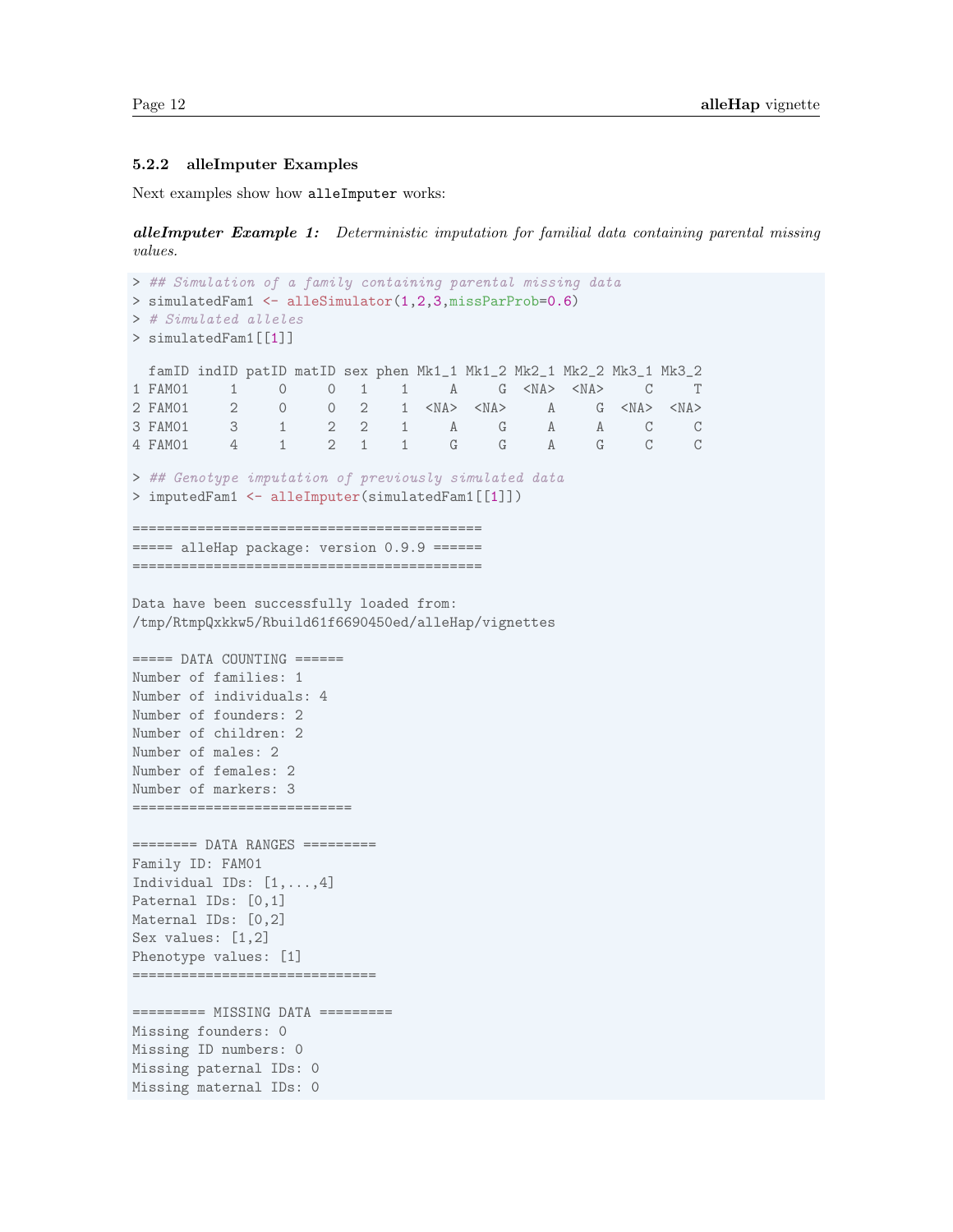### 5.2.2 alleImputer Examples

Next examples show how `alleImputer` works:

***alleImputer Example 1:*** *Deterministic imputation for familial data containing parental missing values.*

```
> ## Simulation of a family containing parental missing data
> simulatedFam1 <- alleSimulator(1,2,3,missParProb=0.6)
> # Simulated alleles
> simulatedFam1[[1]]

  famID indID patID matID sex phen Mk1_1 Mk1_2 Mk2_1 Mk2_2 Mk3_1 Mk3_2
1 FAM01     1     0     0   1    1     A     G  <NA>  <NA>     C     T
2 FAM01     2     0     0   2    1  <NA>  <NA>     A     G  <NA>  <NA>
3 FAM01     3     1     2   2    1     A     G     A     A     C     C
4 FAM01     4     1     2   1    1     G     G     A     G     C     C

> ## Genotype imputation of previously simulated data
> imputedFam1 <- alleImputer(simulatedFam1[[1]])

===========================================
===== alleHap package: version 0.9.9 ======
===========================================

Data have been successfully loaded from:
/tmp/RtmpQxkkw5/Rbuild61f6690450ed/alleHap/vignettes

===== DATA COUNTING ======
Number of families: 1
Number of individuals: 4
Number of founders: 2
Number of children: 2
Number of males: 2
Number of females: 2
Number of markers: 3
==========================

======== DATA RANGES =========
Family ID: FAM01
Individual IDs: [1,...,4]
Paternal IDs: [0,1]
Maternal IDs: [0,2]
Sex values: [1,2]
Phenotype values: [1]
==============================

========= MISSING DATA =========
Missing founders: 0
Missing ID numbers: 0
Missing paternal IDs: 0
Missing maternal IDs: 0
```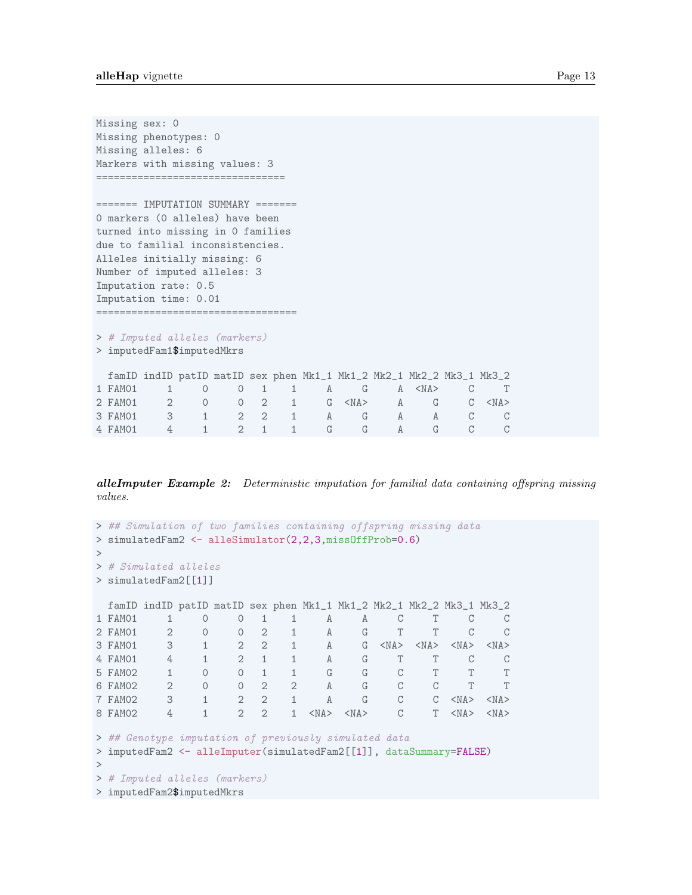```
Missing sex: 0
Missing phenotypes: 0
Missing alleles: 6
Markers with missing values: 3
================================

======= IMPUTATION SUMMARY =======
0 markers (0 alleles) have been
turned into missing in 0 families
due to familial inconsistencies.
Alleles initially missing: 6
Number of imputed alleles: 3
Imputation rate: 0.5
Imputation time: 0.01
==================================

> # Imputed alleles (markers)
> imputedFam1$imputedMkrs

  famID indID patID matID sex phen Mk1_1 Mk1_2 Mk2_1 Mk2_2 Mk3_1 Mk3_2
1 FAM01     1     0     0   1    1     A     G     A  <NA>     C     T
2 FAM01     2     0     0   2    1     G  <NA>     A     G     C  <NA>
3 FAM01     3     1     2   2    1     A     G     A     A     C     C
4 FAM01     4     1     2   1    1     G     G     A     G     C     C
```

***alleImputer Example 2:*** *Deterministic imputation for familial data containing offspring missing values.*

```
> ## Simulation of two families containing offspring missing data
> simulatedFam2 <- alleSimulator(2,2,3,missOffProb=0.6)
>
> # Simulated alleles
> simulatedFam2[[1]]

  famID indID patID matID sex phen Mk1_1 Mk1_2 Mk2_1 Mk2_2 Mk3_1 Mk3_2
1 FAM01     1     0     0   1    1     A     A     C     T     C     C
2 FAM01     2     0     0   2    1     A     G     T     T     C     C
3 FAM01     3     1     2   2    1     A     G  <NA>  <NA>  <NA>  <NA>
4 FAM01     4     1     2   1    1     A     G     T     T     C     C
5 FAM02     1     0     0   1    1     G     G     C     T     T     T
6 FAM02     2     0     0   2    2     A     G     C     C     T     T
7 FAM02     3     1     2   2    1     A     G     C     C  <NA>  <NA>
8 FAM02     4     1     2   2    1  <NA>  <NA>     C     T  <NA>  <NA>

> ## Genotype imputation of previously simulated data
> imputedFam2 <- alleImputer(simulatedFam2[[1]], dataSummary=FALSE)
>
> # Imputed alleles (markers)
> imputedFam2$imputedMkrs
```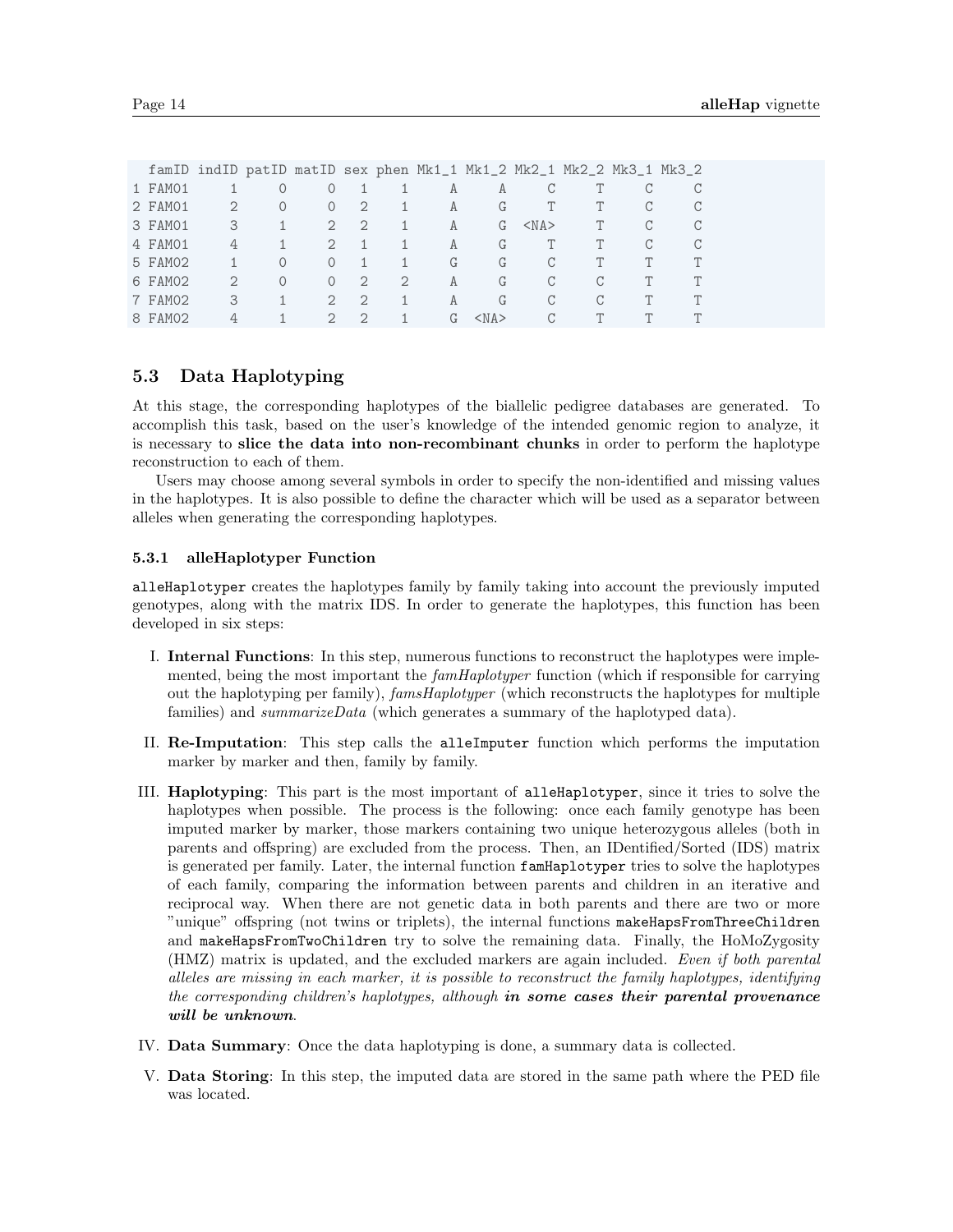```
  famID indID patID matID sex phen Mk1_1 Mk1_2 Mk2_1 Mk2_2 Mk3_1 Mk3_2
1 FAM01     1     0     0   1    1     A     A     C     T     C     C
2 FAM01     2     0     0   2    1     A     G     T     T     C     C
3 FAM01     3     1     2   2    1     A     G  <NA>     T     C     C
4 FAM01     4     1     2   1    1     A     G     T     T     C     C
5 FAM02     1     0     0   1    1     G     G     C     T     T     T
6 FAM02     2     0     0   2    2     A     G     C     C     T     T
7 FAM02     3     1     2   2    1     A     G     C     C     T     T
8 FAM02     4     1     2   2    1     G  <NA>     C     T     T     T
```

### 5.3 Data Haplotyping

At this stage, the corresponding haplotypes of the biallelic pedigree databases are generated. To accomplish this task, based on the user's knowledge of the intended genomic region to analyze, it is necessary to **slice the data into non-recombinant chunks** in order to perform the haplotype reconstruction to each of them.

Users may choose among several symbols in order to specify the non-identified and missing values in the haplotypes. It is also possible to define the character which will be used as a separator between alleles when generating the corresponding haplotypes.

#### 5.3.1 alleHaplotyper Function

`alleHaplotyper` creates the haplotypes family by family taking into account the previously imputed genotypes, along with the matrix IDS. In order to generate the haplotypes, this function has been developed in six steps:

I. **Internal Functions**: In this step, numerous functions to reconstruct the haplotypes were implemented, being the most important the *famHaplotyper* function (which if responsible for carrying out the haplotyping per family), *famsHaplotyper* (which reconstructs the haplotypes for multiple families) and *summarizeData* (which generates a summary of the haplotyped data).

II. **Re-Imputation**: This step calls the `alleImputer` function which performs the imputation marker by marker and then, family by family.

III. **Haplotyping**: This part is the most important of `alleHaplotyper`, since it tries to solve the haplotypes when possible. The process is the following: once each family genotype has been imputed marker by marker, those markers containing two unique heterozygous alleles (both in parents and offspring) are excluded from the process. Then, an IDentified/Sorted (IDS) matrix is generated per family. Later, the internal function `famHaplotyper` tries to solve the haplotypes of each family, comparing the information between parents and children in an iterative and reciprocal way. When there are not genetic data in both parents and there are two or more "unique" offspring (not twins or triplets), the internal functions `makeHapsFromThreeChildren` and `makeHapsFromTwoChildren` try to solve the remaining data. Finally, the HoMoZygosity (HMZ) matrix is updated, and the excluded markers are again included. *Even if both parental alleles are missing in each marker, it is possible to reconstruct the family haplotypes, identifying the corresponding children's haplotypes, although* ***in some cases their parental provenance will be unknown****.*

IV. **Data Summary**: Once the data haplotyping is done, a summary data is collected.

V. **Data Storing**: In this step, the imputed data are stored in the same path where the PED file was located.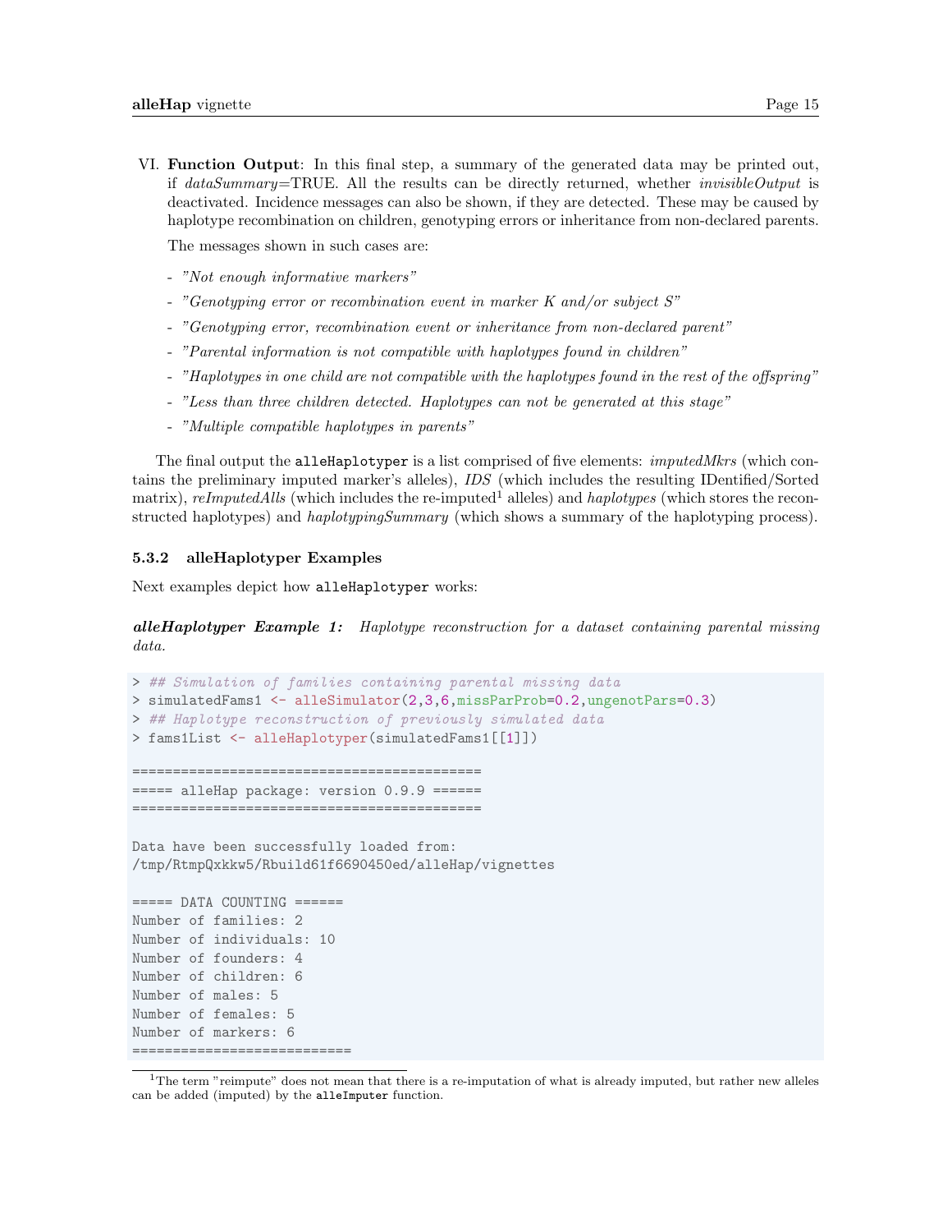VI. **Function Output**: In this final step, a summary of the generated data may be printed out, if *dataSummary*=TRUE. All the results can be directly returned, whether *invisibleOutput* is deactivated. Incidence messages can also be shown, if they are detected. These may be caused by haplotype recombination on children, genotyping errors or inheritance from non-declared parents.

    The messages shown in such cases are:

    - *"Not enough informative markers"*
    - *"Genotyping error or recombination event in marker K and/or subject S"*
    - *"Genotyping error, recombination event or inheritance from non-declared parent"*
    - *"Parental information is not compatible with haplotypes found in children"*
    - *"Haplotypes in one child are not compatible with the haplotypes found in the rest of the offspring"*
    - *"Less than three children detected. Haplotypes can not be generated at this stage"*
    - *"Multiple compatible haplotypes in parents"*

The final output the `alleHaplotyper` is a list comprised of five elements: *imputedMkrs* (which contains the preliminary imputed marker's alleles), *IDS* (which includes the resulting IDentified/Sorted matrix), *reImputedAlls* (which includes the re-imputed[1] alleles) and *haplotypes* (which stores the reconstructed haplotypes) and *haplotypingSummary* (which shows a summary of the haplotyping process).

### 5.3.2 alleHaplotyper Examples

Next examples depict how `alleHaplotyper` works:

***alleHaplotyper Example 1:*** *Haplotype reconstruction for a dataset containing parental missing data.*

```
> ## Simulation of families containing parental missing data
> simulatedFams1 <- alleSimulator(2,3,6,missParProb=0.2,ungenotPars=0.3)
> ## Haplotype reconstruction of previously simulated data
> fams1List <- alleHaplotyper(simulatedFams1[[1]])

==========================================
===== alleHap package: version 0.9.9 ======
==========================================

Data have been successfully loaded from:
/tmp/RtmpQxkkw5/Rbuild61f6690450ed/alleHap/vignettes

===== DATA COUNTING ======
Number of families: 2
Number of individuals: 10
Number of founders: 4
Number of children: 6
Number of males: 5
Number of females: 5
Number of markers: 6
==========================
```

[1] The term "reimpute" does not mean that there is a re-imputation of what is already imputed, but rather new alleles can be added (imputed) by the `alleImputer` function.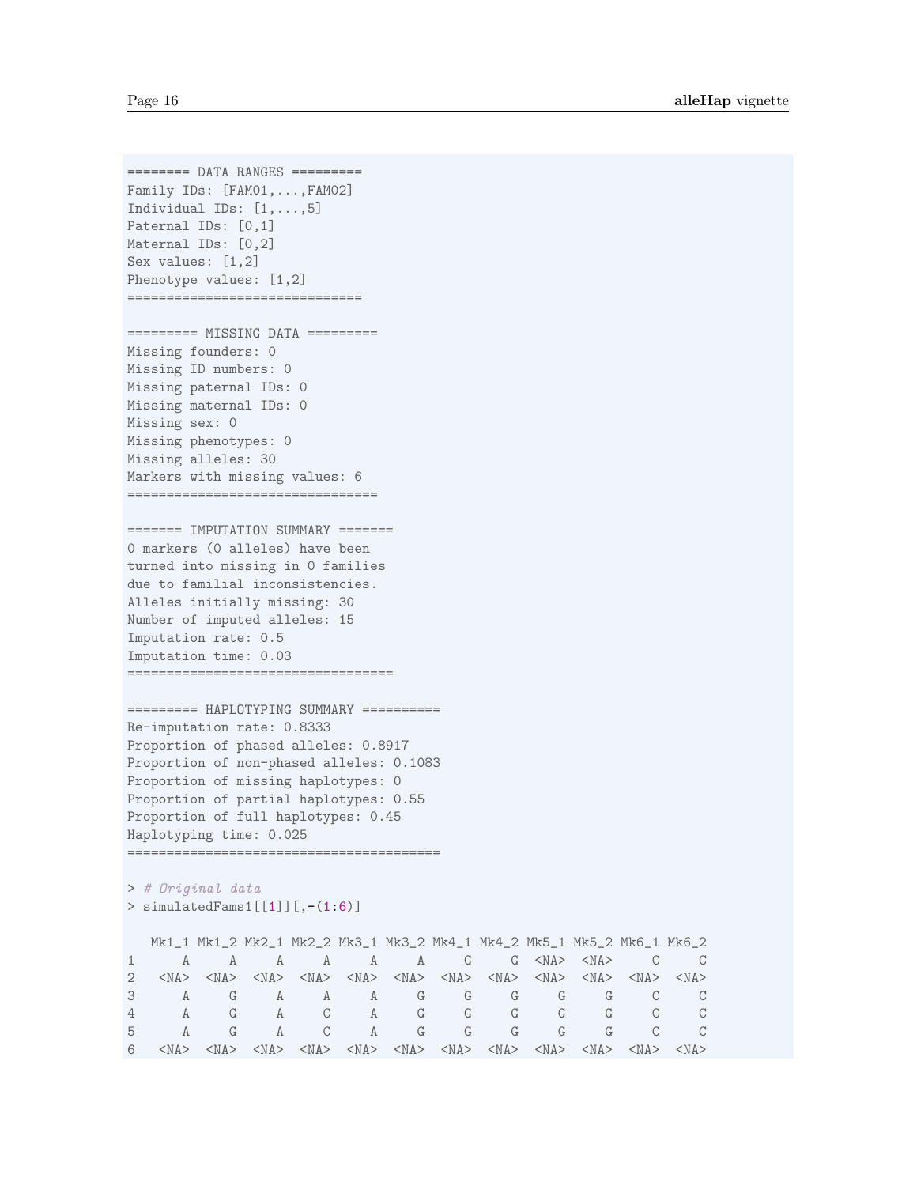```
======== DATA RANGES =========
Family IDs: [FAM01,...,FAM02]
Individual IDs: [1,...,5]
Paternal IDs: [0,1]
Maternal IDs: [0,2]
Sex values: [1,2]
Phenotype values: [1,2]
==============================

========= MISSING DATA =========
Missing founders: 0
Missing ID numbers: 0
Missing paternal IDs: 0
Missing maternal IDs: 0
Missing sex: 0
Missing phenotypes: 0
Missing alleles: 30
Markers with missing values: 6
================================

======= IMPUTATION SUMMARY =======
0 markers (0 alleles) have been
turned into missing in 0 families
due to familial inconsistencies.
Alleles initially missing: 30
Number of imputed alleles: 15
Imputation rate: 0.5
Imputation time: 0.03
==================================

========= HAPLOTYPING SUMMARY ==========
Re-imputation rate: 0.8333
Proportion of phased alleles: 0.8917
Proportion of non-phased alleles: 0.1083
Proportion of missing haplotypes: 0
Proportion of partial haplotypes: 0.55
Proportion of full haplotypes: 0.45
Haplotyping time: 0.025
========================================

> # Original data
> simulatedFams1[[1]][,-(1:6)]

  Mk1_1 Mk1_2 Mk2_1 Mk2_2 Mk3_1 Mk3_2 Mk4_1 Mk4_2 Mk5_1 Mk5_2 Mk6_1 Mk6_2
1     A     A     A     A     A     A     G     G  <NA>  <NA>     C     C
2  <NA>  <NA>  <NA>  <NA>  <NA>  <NA>  <NA>  <NA>  <NA>  <NA>  <NA>  <NA>
3     A     G     A     A     A     G     G     G     G     G     C     C
4     A     G     A     C     A     G     G     G     G     G     C     C
5     A     G     A     C     A     G     G     G     G     G     C     C
6  <NA>  <NA>  <NA>  <NA>  <NA>  <NA>  <NA>  <NA>  <NA>  <NA>  <NA>  <NA>
```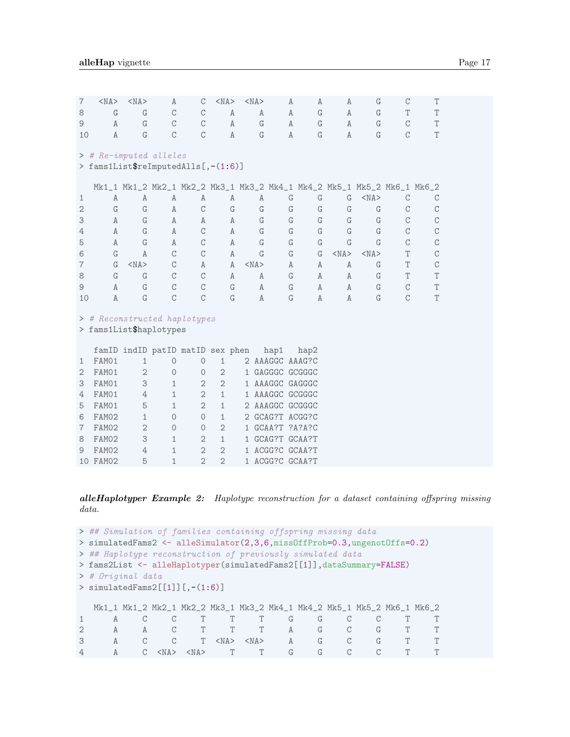```
7   <NA>  <NA>     A     C  <NA>  <NA>     A     A     A     G     C     T
8      G     G     C     C     A     A     A     G     A     G     T     T
9      A     G     C     C     A     G     A     G     A     G     C     T
10     A     G     C     C     A     G     A     G     A     G     C     T

> # Re-imputed alleles
> fams1List$reImputedAlls[,-(1:6)]

   Mk1_1 Mk1_2 Mk2_1 Mk2_2 Mk3_1 Mk3_2 Mk4_1 Mk4_2 Mk5_1 Mk5_2 Mk6_1 Mk6_2
1      A     A     A     A     A     A     G     G     G  <NA>     C     C
2      G     G     A     C     G     G     G     G     G     G     C     C
3      A     G     A     A     A     G     G     G     G     G     C     C
4      A     G     A     C     A     G     G     G     G     G     C     C
5      A     G     A     C     A     G     G     G     G     G     C     C
6      G     A     C     C     A     G     G     G  <NA>  <NA>     T     C
7      G  <NA>     C     A     A  <NA>     A     A     A     G     T     C
8      G     G     C     C     A     A     G     A     A     G     T     T
9      A     G     C     C     G     A     G     A     A     G     C     T
10     A     G     C     C     G     A     G     A     A     G     C     T

> # Reconstructed haplotypes
> fams1List$haplotypes

   famID indID patID matID sex phen   hap1   hap2
1  FAM01     1     0     0   1    2 AAAGGC AAAG?C
2  FAM01     2     0     0   2    1 GAGGGC GCGGGC
3  FAM01     3     1     2   2    1 AAAGGC GAGGGC
4  FAM01     4     1     2   1    1 AAAGGC GCGGGC
5  FAM01     5     1     2   1    2 AAAGGC GCGGGC
6  FAM02     1     0     0   1    2 GCAG?T ACGG?C
7  FAM02     2     0     0   2    1 GCAA?T ?A?A?C
8  FAM02     3     1     2   1    1 GCAG?T GCAA?T
9  FAM02     4     1     2   2    1 ACGG?C GCAA?T
10 FAM02     5     1     2   2    1 ACGG?C GCAA?T
```

***alleHaplotyper Example 2:*** *Haplotype reconstruction for a dataset containing offspring missing data.*

```
> ## Simulation of families containing offspring missing data
> simulatedFams2 <- alleSimulator(2,3,6,missOffProb=0.3,ungenotOffs=0.2)
> ## Haplotype reconstruction of previously simulated data
> fams2List <- alleHaplotyper(simulatedFams2[[1]],dataSummary=FALSE)
> # Original data
> simulatedFams2[[1]][,-(1:6)]

   Mk1_1 Mk1_2 Mk2_1 Mk2_2 Mk3_1 Mk3_2 Mk4_1 Mk4_2 Mk5_1 Mk5_2 Mk6_1 Mk6_2
1      A     C     C     T     T     T     G     G     C     C     T     T
2      A     A     C     T     T     T     A     G     C     G     T     T
3      A     C     C     T  <NA>  <NA>     A     G     C     G     T     T
4      A     C  <NA>  <NA>     T     T     G     G     C     C     T     T
```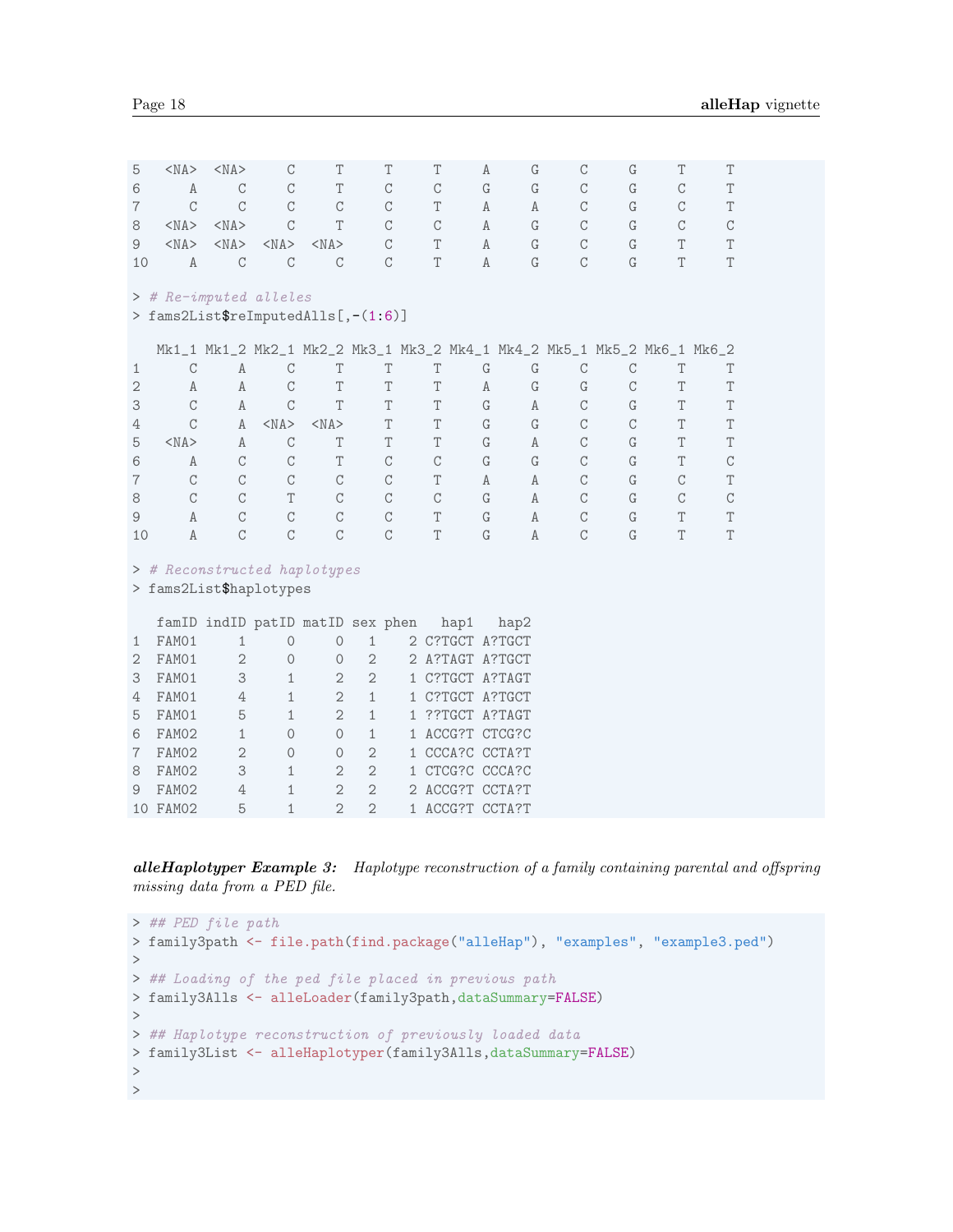```
5    <NA>  <NA>     C     T     T     T     A     G     C     G     T     T
6       A     C     C     T     C     C     G     G     C     G     C     T
7       C     C     C     C     C     T     A     A     C     G     C     T
8    <NA>  <NA>     C     T     C     C     A     G     C     G     C     C
9    <NA>  <NA>  <NA>  <NA>     C     T     A     G     C     G     T     T
10      A     C     C     C     C     T     A     G     C     G     T     T

> # Re-imputed alleles
> fams2List$reImputedAlls[,-(1:6)]

   Mk1_1 Mk1_2 Mk2_1 Mk2_2 Mk3_1 Mk3_2 Mk4_1 Mk4_2 Mk5_1 Mk5_2 Mk6_1 Mk6_2
1      C     A     C     T     T     T     G     G     C     C     T     T
2      A     A     C     T     T     T     A     G     G     C     T     T
3      C     A     C     T     T     T     G     A     C     G     T     T
4      C     A  <NA>  <NA>     T     T     G     G     C     C     T     T
5   <NA>     A     C     T     T     T     G     A     C     G     T     T
6      A     C     C     T     C     C     G     G     C     G     T     C
7      C     C     C     C     C     T     A     A     C     G     C     T
8      C     C     T     C     C     C     G     A     C     G     C     C
9      A     C     C     C     C     T     G     A     C     G     T     T
10     A     C     C     C     C     T     G     A     C     G     T     T

> # Reconstructed haplotypes
> fams2List$haplotypes

   famID indID patID matID sex phen   hap1   hap2
1  FAM01     1     0     0   1    2 C?TGCT A?TGCT
2  FAM01     2     0     0   2    2 A?TAGT A?TGCT
3  FAM01     3     1     2   2    1 C?TGCT A?TAGT
4  FAM01     4     1     2   1    1 C?TGCT A?TGCT
5  FAM01     5     1     2   1    1 ??TGCT A?TAGT
6  FAM02     1     0     0   1    1 ACCG?T CTCG?C
7  FAM02     2     0     0   2    1 CCCA?C CCTA?T
8  FAM02     3     1     2   2    1 CTCG?C CCCA?C
9  FAM02     4     1     2   2    2 ACCG?T CCTA?T
10 FAM02     5     1     2   2    1 ACCG?T CCTA?T
```

***alleHaplotyper Example 3:*** *Haplotype reconstruction of a family containing parental and offspring missing data from a PED file.*

```
> ## PED file path
> family3path <- file.path(find.package("alleHap"), "examples", "example3.ped")
>
> ## Loading of the ped file placed in previous path
> family3Alls <- alleLoader(family3path,dataSummary=FALSE)
>
> ## Haplotype reconstruction of previously loaded data
> family3List <- alleHaplotyper(family3Alls,dataSummary=FALSE)
>
>
```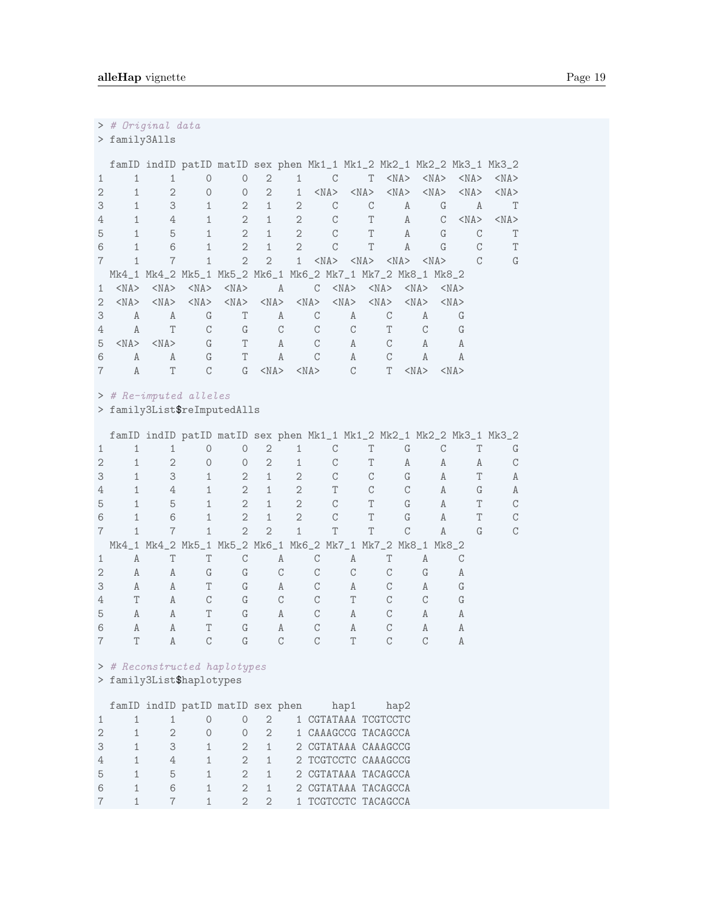```
> # Original data
> family3Alls

  famID indID patID matID sex phen Mk1_1 Mk1_2 Mk2_1 Mk2_2 Mk3_1 Mk3_2
1     1     1     0     0   2    1     C     T  <NA>  <NA>  <NA>  <NA>
2     1     2     0     0   2    1  <NA>  <NA>  <NA>  <NA>  <NA>  <NA>
3     1     3     1     2   1    2     C     C     A     G     A     T
4     1     4     1     2   1    2     C     T     A     C  <NA>  <NA>
5     1     5     1     2   1    2     C     T     A     G     C     T
6     1     6     1     2   1    2     C     T     A     G     C     T
7     1     7     1     2   2    1  <NA>  <NA>  <NA>  <NA>     C     G
  Mk4_1 Mk4_2 Mk5_1 Mk5_2 Mk6_1 Mk6_2 Mk7_1 Mk7_2 Mk8_1 Mk8_2
1  <NA>  <NA>  <NA>  <NA>     A     C  <NA>  <NA>  <NA>  <NA>
2  <NA>  <NA>  <NA>  <NA>  <NA>  <NA>  <NA>  <NA>  <NA>  <NA>
3     A     A     G     T     A     C     A     C     A     G
4     A     T     C     G     C     C     C     T     C     G
5  <NA>  <NA>     G     T     A     C     A     C     A     A
6     A     A     G     T     A     C     A     C     A     A
7     A     T     C     G  <NA>  <NA>     C     T  <NA>  <NA>

> # Re-imputed alleles
> family3List$reImputedAlls

  famID indID patID matID sex phen Mk1_1 Mk1_2 Mk2_1 Mk2_2 Mk3_1 Mk3_2
1     1     1     0     0   2    1     C     T     G     C     T     G
2     1     2     0     0   2    1     C     T     A     A     A     C
3     1     3     1     2   1    2     C     C     G     A     T     A
4     1     4     1     2   1    2     T     C     C     A     G     A
5     1     5     1     2   1    2     C     T     G     A     T     C
6     1     6     1     2   1    2     C     T     G     A     T     C
7     1     7     1     2   2    1     T     T     C     A     G     C
  Mk4_1 Mk4_2 Mk5_1 Mk5_2 Mk6_1 Mk6_2 Mk7_1 Mk7_2 Mk8_1 Mk8_2
1     A     T     T     C     A     C     A     T     A     C
2     A     A     G     G     C     C     C     C     G     A
3     A     A     T     G     A     C     A     C     A     G
4     T     A     C     G     C     C     T     C     C     G
5     A     A     T     G     A     C     A     C     A     A
6     A     A     T     G     A     C     A     C     A     A
7     T     A     C     G     C     C     T     C     C     A

> # Reconstructed haplotypes
> family3List$haplotypes

  famID indID patID matID sex phen     hap1     hap2
1     1     1     0     0   2    1 CGTATAAA TCGTCCTC
2     1     2     0     0   2    1 CAAAGCCG TACAGCCA
3     1     3     1     2   1    2 CGTATAAA CAAAGCCG
4     1     4     1     2   1    2 TCGTCCTC CAAAGCCG
5     1     5     1     2   1    2 CGTATAAA TACAGCCA
6     1     6     1     2   1    2 CGTATAAA TACAGCCA
7     1     7     1     2   2    1 TCGTCCTC TACAGCCA
```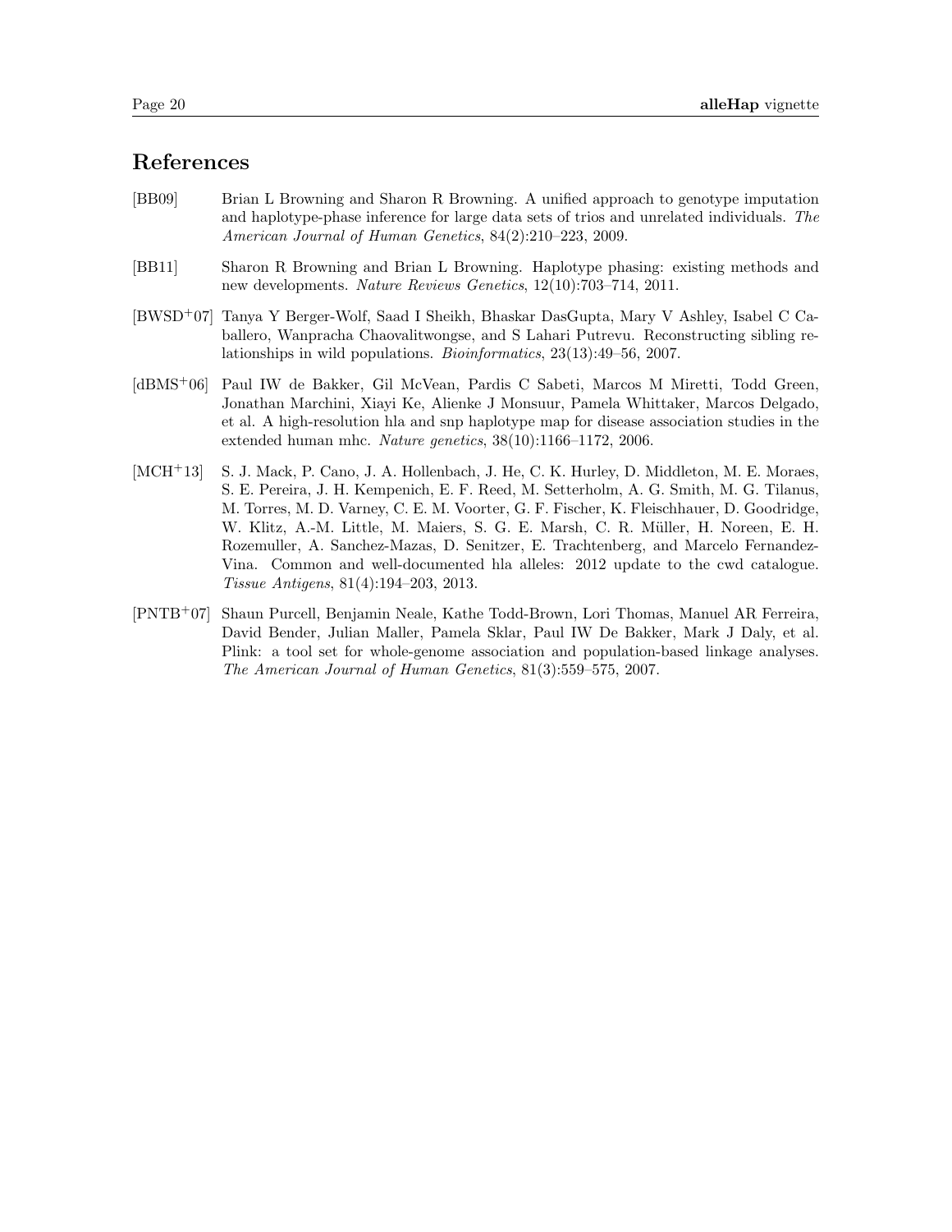# References

[BB09] Brian L Browning and Sharon R Browning. A unified approach to genotype imputation and haplotype-phase inference for large data sets of trios and unrelated individuals. *The American Journal of Human Genetics*, 84(2):210–223, 2009.

[BB11] Sharon R Browning and Brian L Browning. Haplotype phasing: existing methods and new developments. *Nature Reviews Genetics*, 12(10):703–714, 2011.

[BWSD+07] Tanya Y Berger-Wolf, Saad I Sheikh, Bhaskar DasGupta, Mary V Ashley, Isabel C Caballero, Wanpracha Chaovalitwongse, and S Lahari Putrevu. Reconstructing sibling relationships in wild populations. *Bioinformatics*, 23(13):49–56, 2007.

[dBMS+06] Paul IW de Bakker, Gil McVean, Pardis C Sabeti, Marcos M Miretti, Todd Green, Jonathan Marchini, Xiayi Ke, Alienke J Monsuur, Pamela Whittaker, Marcos Delgado, et al. A high-resolution hla and snp haplotype map for disease association studies in the extended human mhc. *Nature genetics*, 38(10):1166–1172, 2006.

[MCH+13] S. J. Mack, P. Cano, J. A. Hollenbach, J. He, C. K. Hurley, D. Middleton, M. E. Moraes, S. E. Pereira, J. H. Kempenich, E. F. Reed, M. Setterholm, A. G. Smith, M. G. Tilanus, M. Torres, M. D. Varney, C. E. M. Voorter, G. F. Fischer, K. Fleischhauer, D. Goodridge, W. Klitz, A.-M. Little, M. Maiers, S. G. E. Marsh, C. R. Müller, H. Noreen, E. H. Rozemuller, A. Sanchez-Mazas, D. Senitzer, E. Trachtenberg, and Marcelo Fernandez-Vina. Common and well-documented hla alleles: 2012 update to the cwd catalogue. *Tissue Antigens*, 81(4):194–203, 2013.

[PNTB+07] Shaun Purcell, Benjamin Neale, Kathe Todd-Brown, Lori Thomas, Manuel AR Ferreira, David Bender, Julian Maller, Pamela Sklar, Paul IW De Bakker, Mark J Daly, et al. Plink: a tool set for whole-genome association and population-based linkage analyses. *The American Journal of Human Genetics*, 81(3):559–575, 2007.